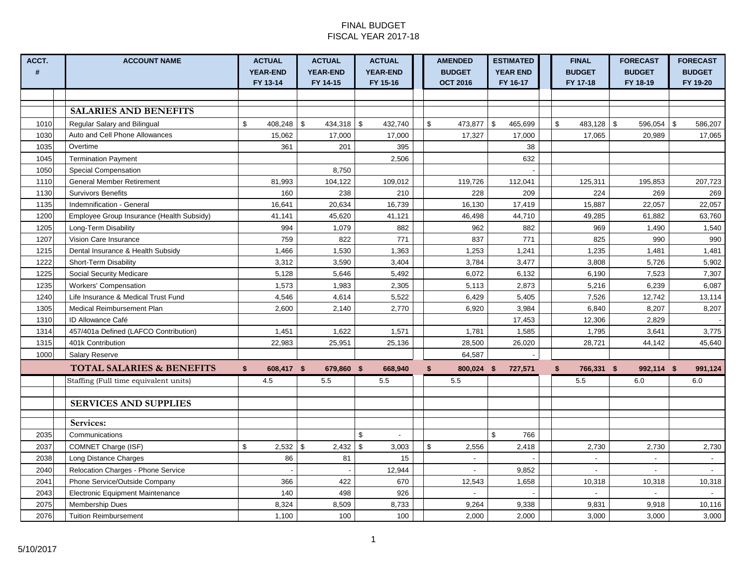# FINAL BUDGET
## FISCAL YEAR 2017-18

| ACCT. # | ACCOUNT NAME | ACTUAL YEAR-END FY 13-14 | ACTUAL YEAR-END FY 14-15 | ACTUAL YEAR-END FY 15-16 | AMENDED BUDGET OCT 2016 | ESTIMATED YEAR END FY 16-17 | FINAL BUDGET FY 17-18 | FORECAST BUDGET FY 18-19 | FORECAST BUDGET FY 19-20 |
|---|---|---|---|---|---|---|---|---|---|
| | **SALARIES AND BENEFITS** | | | | | | | | |
| 1010 | Regular Salary and Bilingual | $ 408,248 | $ 434,318 | $ 432,740 | $ 473,877 | $ 465,699 | $ 483,128 | $ 596,054 | $ 586,207 |
| 1030 | Auto and Cell Phone Allowances | 15,062 | 17,000 | 17,000 | 17,327 | 17,000 | 17,065 | 20,989 | 17,065 |
| 1035 | Overtime | 361 | 201 | 395 | | 38 | | | |
| 1045 | Termination Payment | | | 2,506 | | 632 | | | |
| 1050 | Special Compensation | | 8,750 | | | - | | | |
| 1110 | General Member Retirement | 81,993 | 104,122 | 109,012 | 119,726 | 112,041 | 125,311 | 195,853 | 207,723 |
| 1130 | Survivors Benefits | 160 | 238 | 210 | 228 | 209 | 224 | 269 | 269 |
| 1135 | Indemnification - General | 16,641 | 20,634 | 16,739 | 16,130 | 17,419 | 15,887 | 22,057 | 22,057 |
| 1200 | Employee Group Insurance (Health Subsidy) | 41,141 | 45,620 | 41,121 | 46,498 | 44,710 | 49,285 | 61,882 | 63,760 |
| 1205 | Long-Term Disability | 994 | 1,079 | 882 | 962 | 882 | 969 | 1,490 | 1,540 |
| 1207 | Vision Care Insurance | 759 | 822 | 771 | 837 | 771 | 825 | 990 | 990 |
| 1215 | Dental Insurance & Health Subsidy | 1,466 | 1,530 | 1,363 | 1,253 | 1,241 | 1,235 | 1,481 | 1,481 |
| 1222 | Short-Term Disability | 3,312 | 3,590 | 3,404 | 3,784 | 3,477 | 3,808 | 5,726 | 5,902 |
| 1225 | Social Security Medicare | 5,128 | 5,646 | 5,492 | 6,072 | 6,132 | 6,190 | 7,523 | 7,307 |
| 1235 | Workers' Compensation | 1,573 | 1,983 | 2,305 | 5,113 | 2,873 | 5,216 | 6,239 | 6,087 |
| 1240 | Life Insurance & Medical Trust Fund | 4,546 | 4,614 | 5,522 | 6,429 | 5,405 | 7,526 | 12,742 | 13,114 |
| 1305 | Medical Reimbursement Plan | 2,600 | 2,140 | 2,770 | 6,920 | 3,984 | 6,840 | 8,207 | 8,207 |
| 1310 | ID Allowance Café | | | | | 17,453 | 12,306 | 2,829 | - |
| 1314 | 457/401a Defined (LAFCO Contribution) | 1,451 | 1,622 | 1,571 | 1,781 | 1,585 | 1,795 | 3,641 | 3,775 |
| 1315 | 401k Contribution | 22,983 | 25,951 | 25,136 | 28,500 | 26,020 | 28,721 | 44,142 | 45,640 |
| 1000 | Salary Reserve | | | | 64,587 | - | | | |
| | **TOTAL SALARIES & BENEFITS** | **$ 608,417** | **$ 679,860** | **$ 668,940** | **$ 800,024** | **$ 727,571** | **$ 766,331** | **$ 992,114** | **$ 991,124** |
| | Staffing (Full time equivalent units) | 4.5 | 5.5 | 5.5 | 5.5 | | 5.5 | 6.0 | 6.0 |
| | **SERVICES AND SUPPLIES** | | | | | | | | |
| | **Services:** | | | | | | | | |
| 2035 | Communications | | | $ - | | $ 766 | | | |
| 2037 | COMNET Charge (ISF) | $ 2,532 | $ 2,432 | $ 3,003 | $ 2,556 | 2,418 | 2,730 | 2,730 | 2,730 |
| 2038 | Long Distance Charges | 86 | 81 | 15 | - | - | - | - | - |
| 2040 | Relocation Charges - Phone Service | - | - | 12,944 | - | 9,852 | - | - | - |
| 2041 | Phone Service/Outside Company | 366 | 422 | 670 | 12,543 | 1,658 | 10,318 | 10,318 | 10,318 |
| 2043 | Electronic Equipment Maintenance | 140 | 498 | 926 | - | - | - | - | - |
| 2075 | Membership Dues | 8,324 | 8,509 | 8,733 | 9,264 | 9,338 | 9,831 | 9,918 | 10,116 |
| 2076 | Tuition Reimbursement | 1,100 | 100 | 100 | 2,000 | 2,000 | 3,000 | 3,000 | 3,000 |

5/10/2017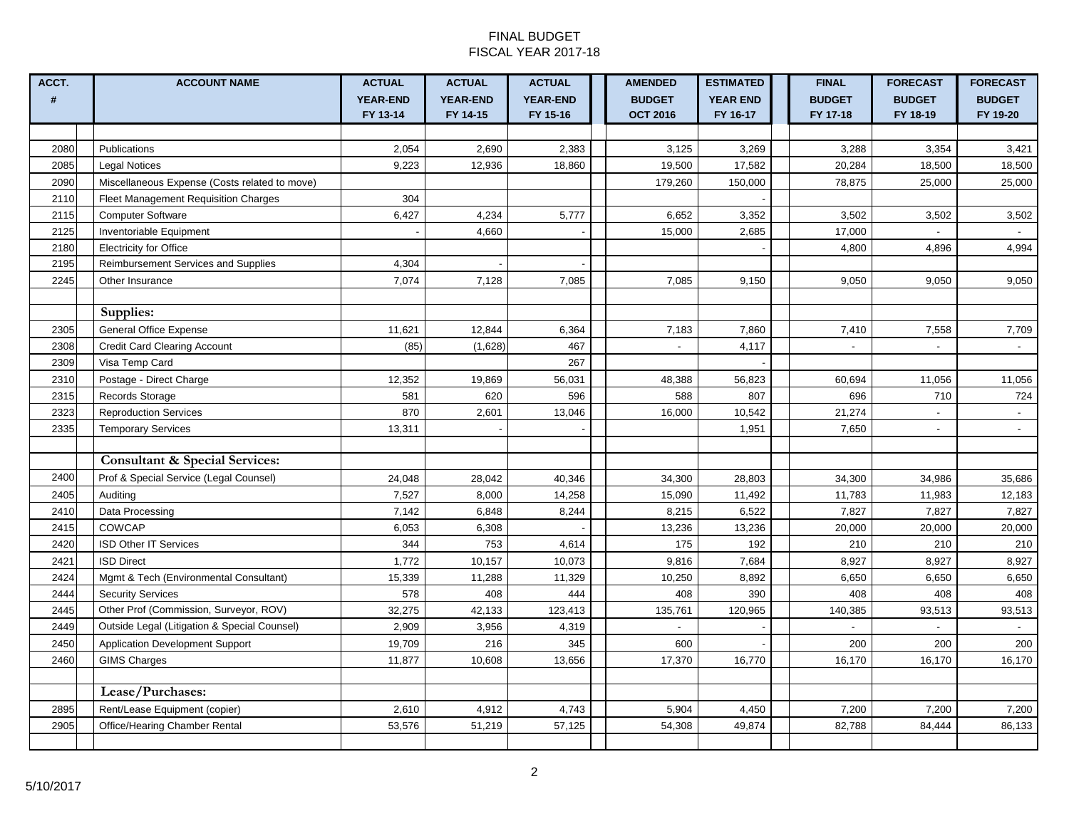# FINAL BUDGET
## FISCAL YEAR 2017-18

| ACCT. # | ACCOUNT NAME | ACTUAL YEAR-END FY 13-14 | ACTUAL YEAR-END FY 14-15 | ACTUAL YEAR-END FY 15-16 | AMENDED BUDGET OCT 2016 | ESTIMATED YEAR END FY 16-17 | FINAL BUDGET FY 17-18 | FORECAST BUDGET FY 18-19 | FORECAST BUDGET FY 19-20 |
|---|---|---|---|---|---|---|---|---|---|
| 2080 | Publications | 2,054 | 2,690 | 2,383 | 3,125 | 3,269 | 3,288 | 3,354 | 3,421 |
| 2085 | Legal Notices | 9,223 | 12,936 | 18,860 | 19,500 | 17,582 | 20,284 | 18,500 | 18,500 |
| 2090 | Miscellaneous Expense (Costs related to move) | | | | 179,260 | 150,000 | 78,875 | 25,000 | 25,000 |
| 2110 | Fleet Management Requisition Charges | 304 | | | | - | | | |
| 2115 | Computer Software | 6,427 | 4,234 | 5,777 | 6,652 | 3,352 | 3,502 | 3,502 | 3,502 |
| 2125 | Inventoriable Equipment | - | 4,660 | - | 15,000 | 2,685 | 17,000 | - | - |
| 2180 | Electricity for Office | | | | | - | 4,800 | 4,896 | 4,994 |
| 2195 | Reimbursement Services and Supplies | 4,304 | - | - | | | | | |
| 2245 | Other Insurance | 7,074 | 7,128 | 7,085 | 7,085 | 9,150 | 9,050 | 9,050 | 9,050 |
| | | | | | | | | | |
| | **Supplies:** | | | | | | | | |
| 2305 | General Office Expense | 11,621 | 12,844 | 6,364 | 7,183 | 7,860 | 7,410 | 7,558 | 7,709 |
| 2308 | Credit Card Clearing Account | (85) | (1,628) | 467 | - | 4,117 | - | - | - |
| 2309 | Visa Temp Card | | | 267 | | - | | | |
| 2310 | Postage - Direct Charge | 12,352 | 19,869 | 56,031 | 48,388 | 56,823 | 60,694 | 11,056 | 11,056 |
| 2315 | Records Storage | 581 | 620 | 596 | 588 | 807 | 696 | 710 | 724 |
| 2323 | Reproduction Services | 870 | 2,601 | 13,046 | 16,000 | 10,542 | 21,274 | - | - |
| 2335 | Temporary Services | 13,311 | - | - | | 1,951 | 7,650 | - | - |
| | | | | | | | | | |
| | **Consultant & Special Services:** | | | | | | | | |
| 2400 | Prof & Special Service (Legal Counsel) | 24,048 | 28,042 | 40,346 | 34,300 | 28,803 | 34,300 | 34,986 | 35,686 |
| 2405 | Auditing | 7,527 | 8,000 | 14,258 | 15,090 | 11,492 | 11,783 | 11,983 | 12,183 |
| 2410 | Data Processing | 7,142 | 6,848 | 8,244 | 8,215 | 6,522 | 7,827 | 7,827 | 7,827 |
| 2415 | COWCAP | 6,053 | 6,308 | - | 13,236 | 13,236 | 20,000 | 20,000 | 20,000 |
| 2420 | ISD Other IT Services | 344 | 753 | 4,614 | 175 | 192 | 210 | 210 | 210 |
| 2421 | ISD Direct | 1,772 | 10,157 | 10,073 | 9,816 | 7,684 | 8,927 | 8,927 | 8,927 |
| 2424 | Mgmt & Tech (Environmental Consultant) | 15,339 | 11,288 | 11,329 | 10,250 | 8,892 | 6,650 | 6,650 | 6,650 |
| 2444 | Security Services | 578 | 408 | 444 | 408 | 390 | 408 | 408 | 408 |
| 2445 | Other Prof (Commission, Surveyor, ROV) | 32,275 | 42,133 | 123,413 | 135,761 | 120,965 | 140,385 | 93,513 | 93,513 |
| 2449 | Outside Legal (Litigation & Special Counsel) | 2,909 | 3,956 | 4,319 | - | - | - | - | - |
| 2450 | Application Development Support | 19,709 | 216 | 345 | 600 | - | 200 | 200 | 200 |
| 2460 | GIMS Charges | 11,877 | 10,608 | 13,656 | 17,370 | 16,770 | 16,170 | 16,170 | 16,170 |
| | | | | | | | | | |
| | **Lease/Purchases:** | | | | | | | | |
| 2895 | Rent/Lease Equipment (copier) | 2,610 | 4,912 | 4,743 | 5,904 | 4,450 | 7,200 | 7,200 | 7,200 |
| 2905 | Office/Hearing Chamber Rental | 53,576 | 51,219 | 57,125 | 54,308 | 49,874 | 82,788 | 84,444 | 86,133 |

5/10/2017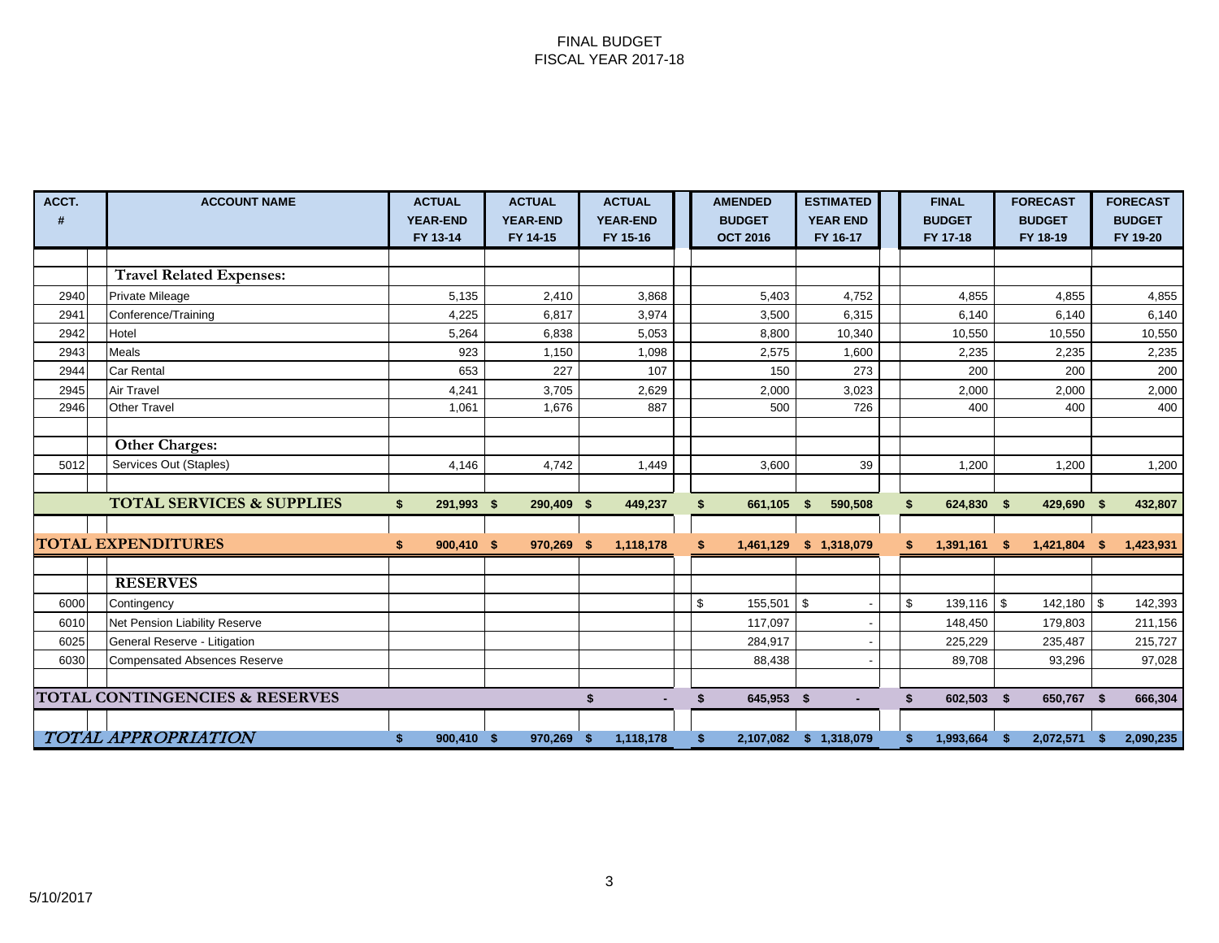FINAL BUDGET
FISCAL YEAR 2017-18

| ACCT. # | ACCOUNT NAME | ACTUAL YEAR-END FY 13-14 | ACTUAL YEAR-END FY 14-15 | ACTUAL YEAR-END FY 15-16 | AMENDED BUDGET OCT 2016 | ESTIMATED YEAR END FY 16-17 | FINAL BUDGET FY 17-18 | FORECAST BUDGET FY 18-19 | FORECAST BUDGET FY 19-20 |
|---|---|---|---|---|---|---|---|---|---|
| | **Travel Related Expenses:** | | | | | | | | |
| 2940 | Private Mileage | 5,135 | 2,410 | 3,868 | 5,403 | 4,752 | 4,855 | 4,855 | 4,855 |
| 2941 | Conference/Training | 4,225 | 6,817 | 3,974 | 3,500 | 6,315 | 6,140 | 6,140 | 6,140 |
| 2942 | Hotel | 5,264 | 6,838 | 5,053 | 8,800 | 10,340 | 10,550 | 10,550 | 10,550 |
| 2943 | Meals | 923 | 1,150 | 1,098 | 2,575 | 1,600 | 2,235 | 2,235 | 2,235 |
| 2944 | Car Rental | 653 | 227 | 107 | 150 | 273 | 200 | 200 | 200 |
| 2945 | Air Travel | 4,241 | 3,705 | 2,629 | 2,000 | 3,023 | 2,000 | 2,000 | 2,000 |
| 2946 | Other Travel | 1,061 | 1,676 | 887 | 500 | 726 | 400 | 400 | 400 |
| | **Other Charges:** | | | | | | | | |
| 5012 | Services Out (Staples) | 4,146 | 4,742 | 1,449 | 3,600 | 39 | 1,200 | 1,200 | 1,200 |
| | **TOTAL SERVICES & SUPPLIES** | **$ 291,993** | **$ 290,409** | **$ 449,237** | **$ 661,105** | **$ 590,508** | **$ 624,830** | **$ 429,690** | **$ 432,807** |
| | **TOTAL EXPENDITURES** | **$ 900,410** | **$ 970,269** | **$ 1,118,178** | **$ 1,461,129** | **$ 1,318,079** | **$ 1,391,161** | **$ 1,421,804** | **$ 1,423,931** |
| | **RESERVES** | | | | | | | | |
| 6000 | Contingency | | | | $ 155,501 | $ - | $ 139,116 | $ 142,180 | $ 142,393 |
| 6010 | Net Pension Liability Reserve | | | | 117,097 | - | 148,450 | 179,803 | 211,156 |
| 6025 | General Reserve - Litigation | | | | 284,917 | - | 225,229 | 235,487 | 215,727 |
| 6030 | Compensated Absences Reserve | | | | 88,438 | - | 89,708 | 93,296 | 97,028 |
| | **TOTAL CONTINGENCIES & RESERVES** | | | **$ -** | **$ 645,953** | **$ -** | **$ 602,503** | **$ 650,767** | **$ 666,304** |
| | ***TOTAL APPROPRIATION*** | **$ 900,410** | **$ 970,269** | **$ 1,118,178** | **$ 2,107,082** | **$ 1,318,079** | **$ 1,993,664** | **$ 2,072,571** | **$ 2,090,235** |

5/10/2017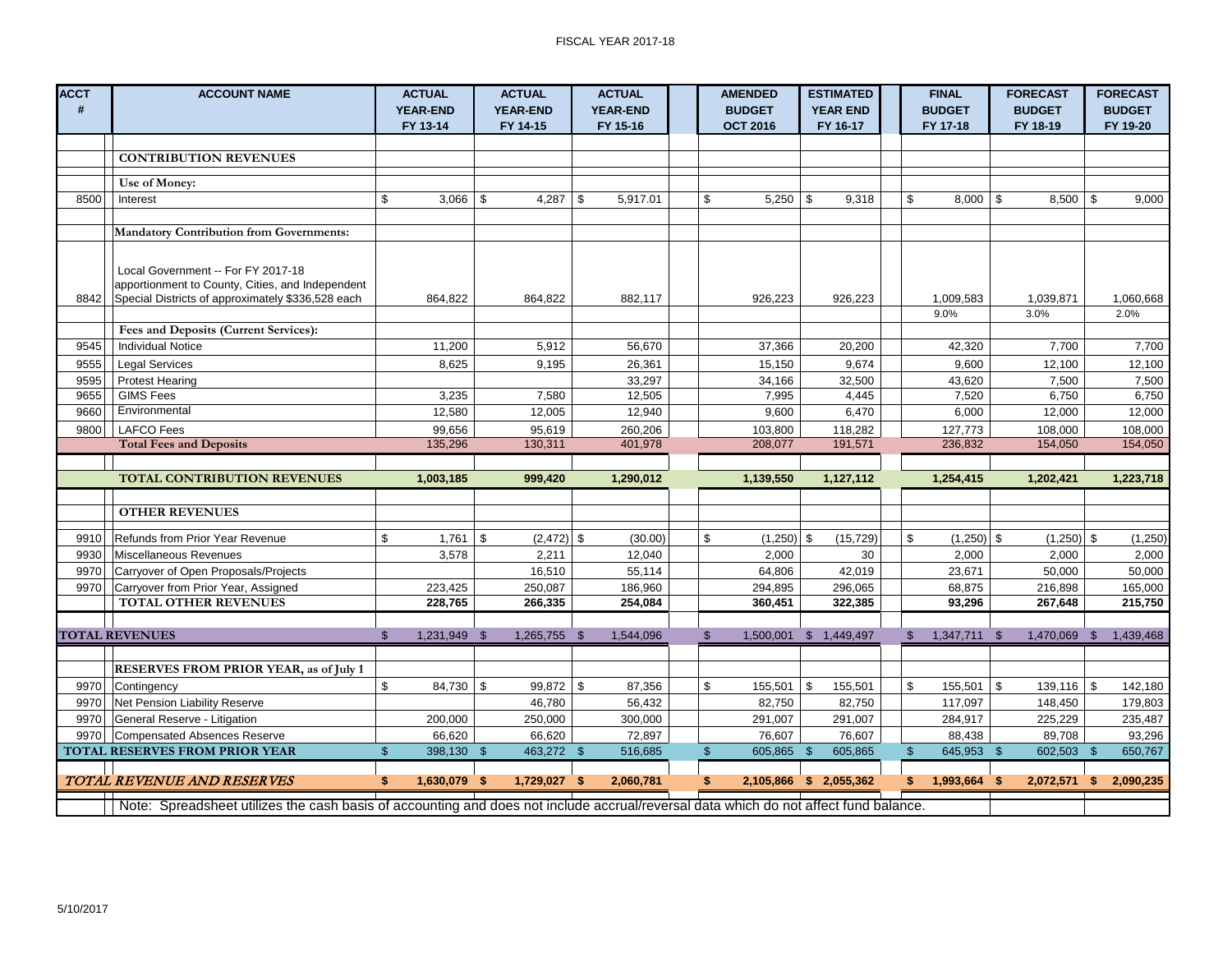FISCAL YEAR 2017-18

| ACCT # | ACCOUNT NAME | ACTUAL YEAR-END FY 13-14 | ACTUAL YEAR-END FY 14-15 | ACTUAL YEAR-END FY 15-16 | AMENDED BUDGET OCT 2016 | ESTIMATED YEAR END FY 16-17 | FINAL BUDGET FY 17-18 | FORECAST BUDGET FY 18-19 | FORECAST BUDGET FY 19-20 |
|---|---|---|---|---|---|---|---|---|---|
| | **CONTRIBUTION REVENUES** | | | | | | | | |
| | **Use of Money:** | | | | | | | | |
| 8500 | Interest | $ 3,066 | $ 4,287 | $ 5,917.01 | $ 5,250 | $ 9,318 | $ 8,000 | $ 8,500 | $ 9,000 |
| | **Mandatory Contribution from Governments:** | | | | | | | | |
| 8842 | Local Government -- For FY 2017-18 apportionment to County, Cities, and Independent Special Districts of approximately $336,528 each | 864,822 | 864,822 | 882,117 | 926,223 | 926,223 | 1,009,583 | 1,039,871 | 1,060,668 |
| | | | | | | | 9.0% | 3.0% | 2.0% |
| | **Fees and Deposits (Current Services):** | | | | | | | | |
| 9545 | Individual Notice | 11,200 | 5,912 | 56,670 | 37,366 | 20,200 | 42,320 | 7,700 | 7,700 |
| 9555 | Legal Services | 8,625 | 9,195 | 26,361 | 15,150 | 9,674 | 9,600 | 12,100 | 12,100 |
| 9595 | Protest Hearing | | | 33,297 | 34,166 | 32,500 | 43,620 | 7,500 | 7,500 |
| 9655 | GIMS Fees | 3,235 | 7,580 | 12,505 | 7,995 | 4,445 | 7,520 | 6,750 | 6,750 |
| 9660 | Environmental | 12,580 | 12,005 | 12,940 | 9,600 | 6,470 | 6,000 | 12,000 | 12,000 |
| 9800 | LAFCO Fees | 99,656 | 95,619 | 260,206 | 103,800 | 118,282 | 127,773 | 108,000 | 108,000 |
| | **Total Fees and Deposits** | 135,296 | 130,311 | 401,978 | 208,077 | 191,571 | 236,832 | 154,050 | 154,050 |
| | **TOTAL CONTRIBUTION REVENUES** | **1,003,185** | **999,420** | **1,290,012** | **1,139,550** | **1,127,112** | **1,254,415** | **1,202,421** | **1,223,718** |
| | **OTHER REVENUES** | | | | | | | | |
| 9910 | Refunds from Prior Year Revenue | $ 1,761 | $ (2,472) | $ (30.00) | $ (1,250) | $ (15,729) | $ (1,250) | $ (1,250) | $ (1,250) |
| 9930 | Miscellaneous Revenues | 3,578 | 2,211 | 12,040 | 2,000 | 30 | 2,000 | 2,000 | 2,000 |
| 9970 | Carryover of Open Proposals/Projects | | 16,510 | 55,114 | 64,806 | 42,019 | 23,671 | 50,000 | 50,000 |
| 9970 | Carryover from Prior Year, Assigned | 223,425 | 250,087 | 186,960 | 294,895 | 296,065 | 68,875 | 216,898 | 165,000 |
| | **TOTAL OTHER REVENUES** | **228,765** | **266,335** | **254,084** | **360,451** | **322,385** | **93,296** | **267,648** | **215,750** |
| | **TOTAL REVENUES** | $ 1,231,949 | $ 1,265,755 | $ 1,544,096 | $ 1,500,001 | $ 1,449,497 | $ 1,347,711 | $ 1,470,069 | $ 1,439,468 |
| | **RESERVES FROM PRIOR YEAR, as of July 1** | | | | | | | | |
| 9970 | Contingency | $ 84,730 | $ 99,872 | $ 87,356 | $ 155,501 | $ 155,501 | $ 155,501 | $ 139,116 | $ 142,180 |
| 9970 | Net Pension Liability Reserve | | 46,780 | 56,432 | 82,750 | 82,750 | 117,097 | 148,450 | 179,803 |
| 9970 | General Reserve - Litigation | 200,000 | 250,000 | 300,000 | 291,007 | 291,007 | 284,917 | 225,229 | 235,487 |
| 9970 | Compensated Absences Reserve | 66,620 | 66,620 | 72,897 | 76,607 | 76,607 | 88,438 | 89,708 | 93,296 |
| | **TOTAL RESERVES FROM PRIOR YEAR** | $ 398,130 | $ 463,272 | $ 516,685 | $ 605,865 | $ 605,865 | $ 645,953 | $ 602,503 | $ 650,767 |
| | ***TOTAL REVENUE AND RESERVES*** | **$ 1,630,079** | **$ 1,729,027** | **$ 2,060,781** | **$ 2,105,866** | **$ 2,055,362** | **$ 1,993,664** | **$ 2,072,571** | **$ 2,090,235** |

Note: Spreadsheet utilizes the cash basis of accounting and does not include accrual/reversal data which do not affect fund balance.

5/10/2017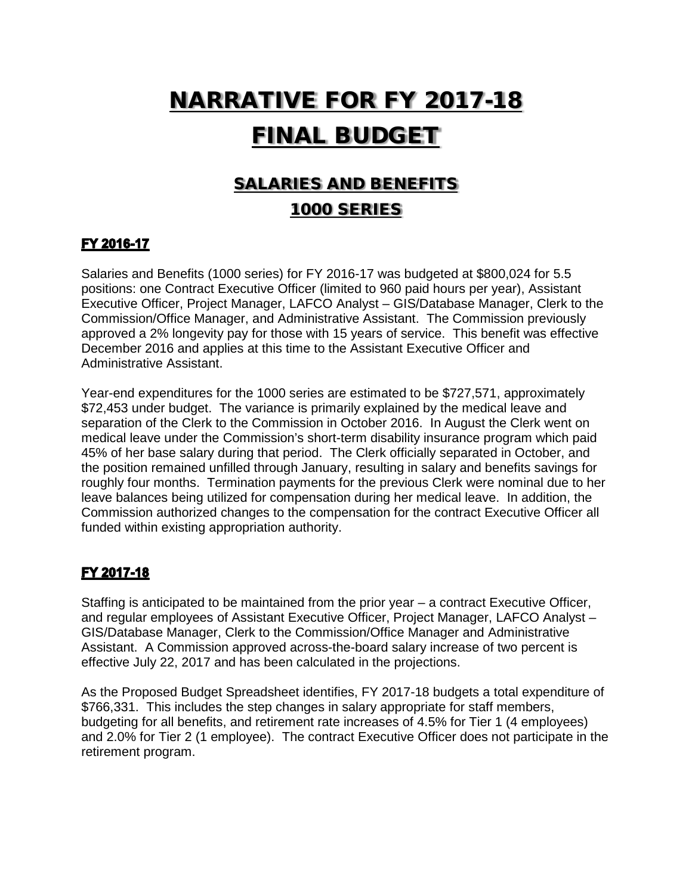# NARRATIVE FOR FY 2017-18 FINAL BUDGET

## SALARIES AND BENEFITS 1000 SERIES

### FY 2016-17

Salaries and Benefits (1000 series) for FY 2016-17 was budgeted at $800,024 for 5.5 positions: one Contract Executive Officer (limited to 960 paid hours per year), Assistant Executive Officer, Project Manager, LAFCO Analyst – GIS/Database Manager, Clerk to the Commission/Office Manager, and Administrative Assistant. The Commission previously approved a 2% longevity pay for those with 15 years of service. This benefit was effective December 2016 and applies at this time to the Assistant Executive Officer and Administrative Assistant.

Year-end expenditures for the 1000 series are estimated to be $727,571, approximately $72,453 under budget. The variance is primarily explained by the medical leave and separation of the Clerk to the Commission in October 2016. In August the Clerk went on medical leave under the Commission's short-term disability insurance program which paid 45% of her base salary during that period. The Clerk officially separated in October, and the position remained unfilled through January, resulting in salary and benefits savings for roughly four months. Termination payments for the previous Clerk were nominal due to her leave balances being utilized for compensation during her medical leave. In addition, the Commission authorized changes to the compensation for the contract Executive Officer all funded within existing appropriation authority.

### FY 2017-18

Staffing is anticipated to be maintained from the prior year – a contract Executive Officer, and regular employees of Assistant Executive Officer, Project Manager, LAFCO Analyst – GIS/Database Manager, Clerk to the Commission/Office Manager and Administrative Assistant. A Commission approved across-the-board salary increase of two percent is effective July 22, 2017 and has been calculated in the projections.

As the Proposed Budget Spreadsheet identifies, FY 2017-18 budgets a total expenditure of $766,331. This includes the step changes in salary appropriate for staff members, budgeting for all benefits, and retirement rate increases of 4.5% for Tier 1 (4 employees) and 2.0% for Tier 2 (1 employee). The contract Executive Officer does not participate in the retirement program.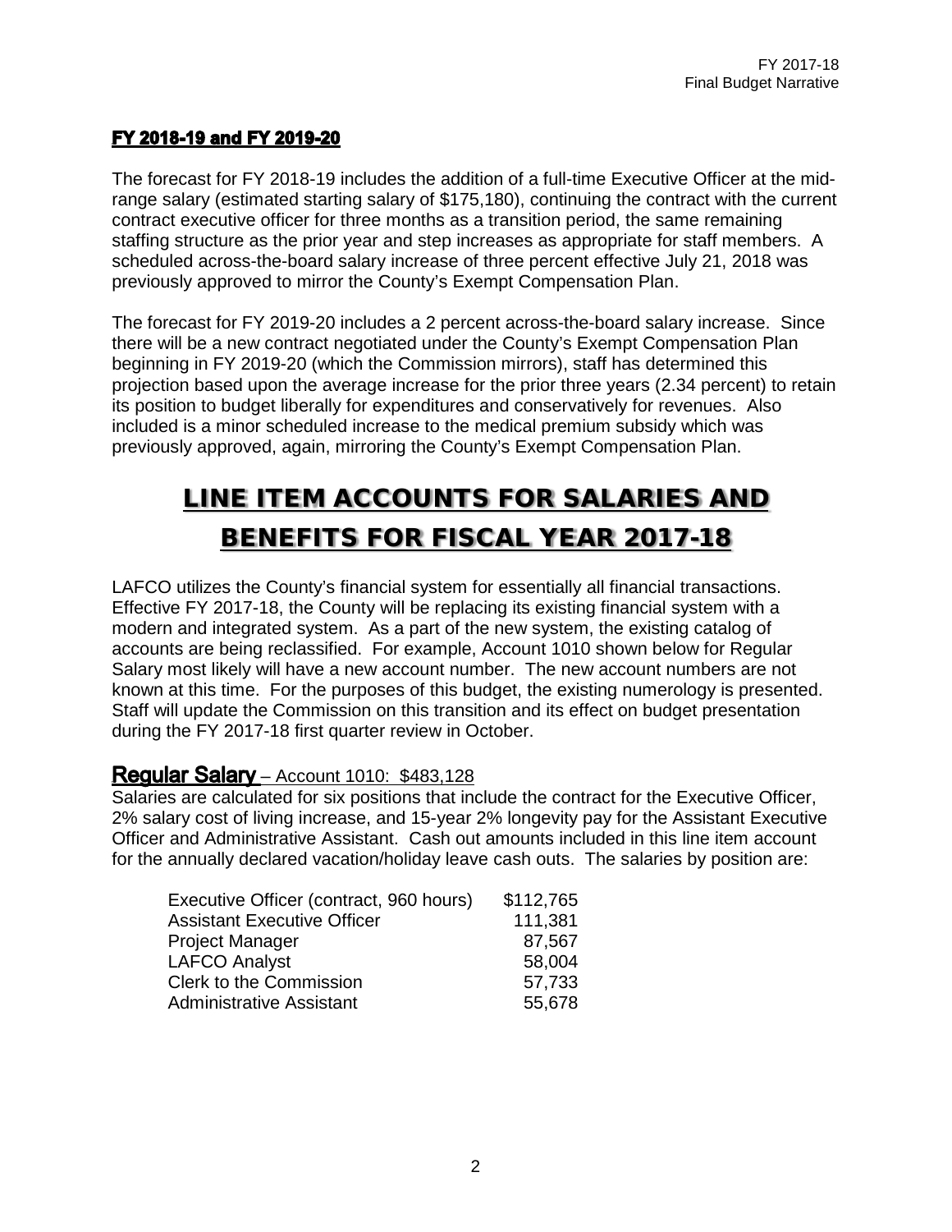## FY 2018-19 and FY 2019-20

The forecast for FY 2018-19 includes the addition of a full-time Executive Officer at the mid-range salary (estimated starting salary of $175,180), continuing the contract with the current contract executive officer for three months as a transition period, the same remaining staffing structure as the prior year and step increases as appropriate for staff members. A scheduled across-the-board salary increase of three percent effective July 21, 2018 was previously approved to mirror the County's Exempt Compensation Plan.

The forecast for FY 2019-20 includes a 2 percent across-the-board salary increase. Since there will be a new contract negotiated under the County's Exempt Compensation Plan beginning in FY 2019-20 (which the Commission mirrors), staff has determined this projection based upon the average increase for the prior three years (2.34 percent) to retain its position to budget liberally for expenditures and conservatively for revenues. Also included is a minor scheduled increase to the medical premium subsidy which was previously approved, again, mirroring the County's Exempt Compensation Plan.

# LINE ITEM ACCOUNTS FOR SALARIES AND BENEFITS FOR FISCAL YEAR 2017-18

LAFCO utilizes the County's financial system for essentially all financial transactions. Effective FY 2017-18, the County will be replacing its existing financial system with a modern and integrated system. As a part of the new system, the existing catalog of accounts are being reclassified. For example, Account 1010 shown below for Regular Salary most likely will have a new account number. The new account numbers are not known at this time. For the purposes of this budget, the existing numerology is presented. Staff will update the Commission on this transition and its effect on budget presentation during the FY 2017-18 first quarter review in October.

### Regular Salary – Account 1010: $483,128

Salaries are calculated for six positions that include the contract for the Executive Officer, 2% salary cost of living increase, and 15-year 2% longevity pay for the Assistant Executive Officer and Administrative Assistant. Cash out amounts included in this line item account for the annually declared vacation/holiday leave cash outs. The salaries by position are:

| Position | Salary |
|---|---|
| Executive Officer (contract, 960 hours) | $112,765 |
| Assistant Executive Officer | 111,381 |
| Project Manager | 87,567 |
| LAFCO Analyst | 58,004 |
| Clerk to the Commission | 57,733 |
| Administrative Assistant | 55,678 |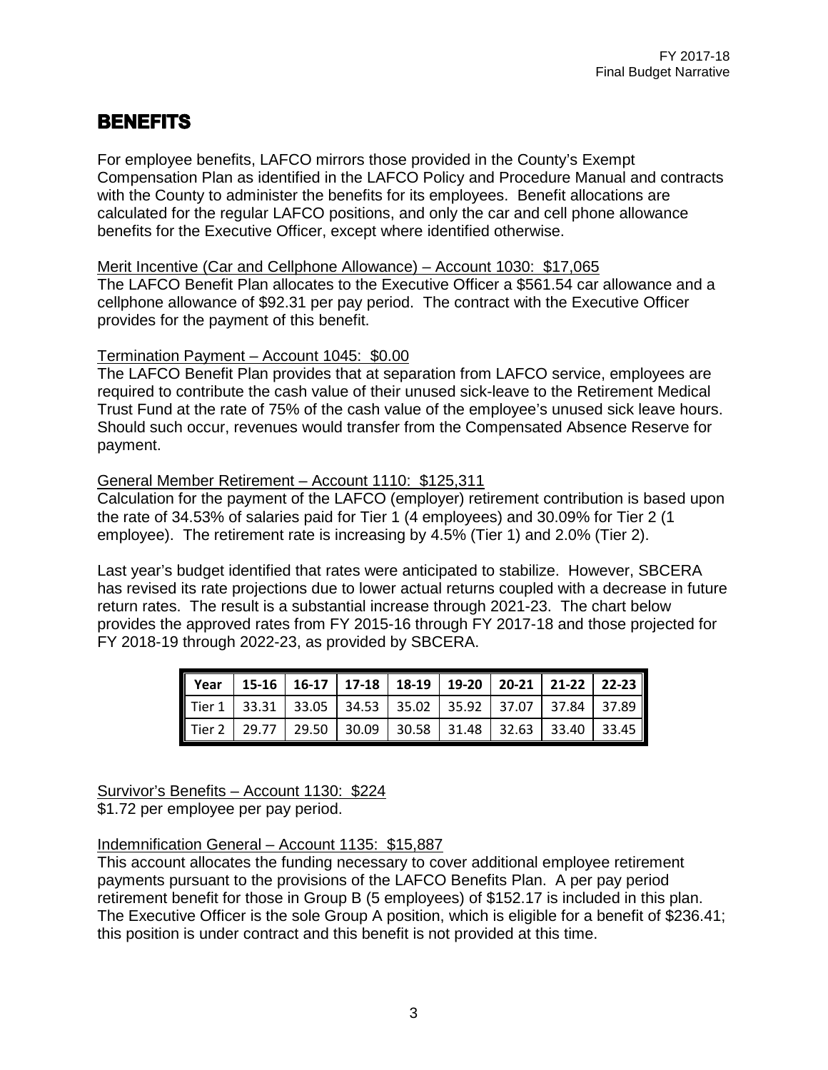# BENEFITS

For employee benefits, LAFCO mirrors those provided in the County's Exempt Compensation Plan as identified in the LAFCO Policy and Procedure Manual and contracts with the County to administer the benefits for its employees. Benefit allocations are calculated for the regular LAFCO positions, and only the car and cell phone allowance benefits for the Executive Officer, except where identified otherwise.

Merit Incentive (Car and Cellphone Allowance) – Account 1030: $17,065

The LAFCO Benefit Plan allocates to the Executive Officer a $561.54 car allowance and a cellphone allowance of $92.31 per pay period. The contract with the Executive Officer provides for the payment of this benefit.

Termination Payment – Account 1045: $0.00

The LAFCO Benefit Plan provides that at separation from LAFCO service, employees are required to contribute the cash value of their unused sick-leave to the Retirement Medical Trust Fund at the rate of 75% of the cash value of the employee's unused sick leave hours. Should such occur, revenues would transfer from the Compensated Absence Reserve for payment.

General Member Retirement – Account 1110: $125,311

Calculation for the payment of the LAFCO (employer) retirement contribution is based upon the rate of 34.53% of salaries paid for Tier 1 (4 employees) and 30.09% for Tier 2 (1 employee). The retirement rate is increasing by 4.5% (Tier 1) and 2.0% (Tier 2).

Last year's budget identified that rates were anticipated to stabilize. However, SBCERA has revised its rate projections due to lower actual returns coupled with a decrease in future return rates. The result is a substantial increase through 2021-23. The chart below provides the approved rates from FY 2015-16 through FY 2017-18 and those projected for FY 2018-19 through 2022-23, as provided by SBCERA.

| Year | 15-16 | 16-17 | 17-18 | 18-19 | 19-20 | 20-21 | 21-22 | 22-23 |
|---|---|---|---|---|---|---|---|---|
| Tier 1 | 33.31 | 33.05 | 34.53 | 35.02 | 35.92 | 37.07 | 37.84 | 37.89 |
| Tier 2 | 29.77 | 29.50 | 30.09 | 30.58 | 31.48 | 32.63 | 33.40 | 33.45 |

Survivor's Benefits – Account 1130: $224

$1.72 per employee per pay period.

Indemnification General – Account 1135: $15,887

This account allocates the funding necessary to cover additional employee retirement payments pursuant to the provisions of the LAFCO Benefits Plan. A per pay period retirement benefit for those in Group B (5 employees) of $152.17 is included in this plan. The Executive Officer is the sole Group A position, which is eligible for a benefit of $236.41; this position is under contract and this benefit is not provided at this time.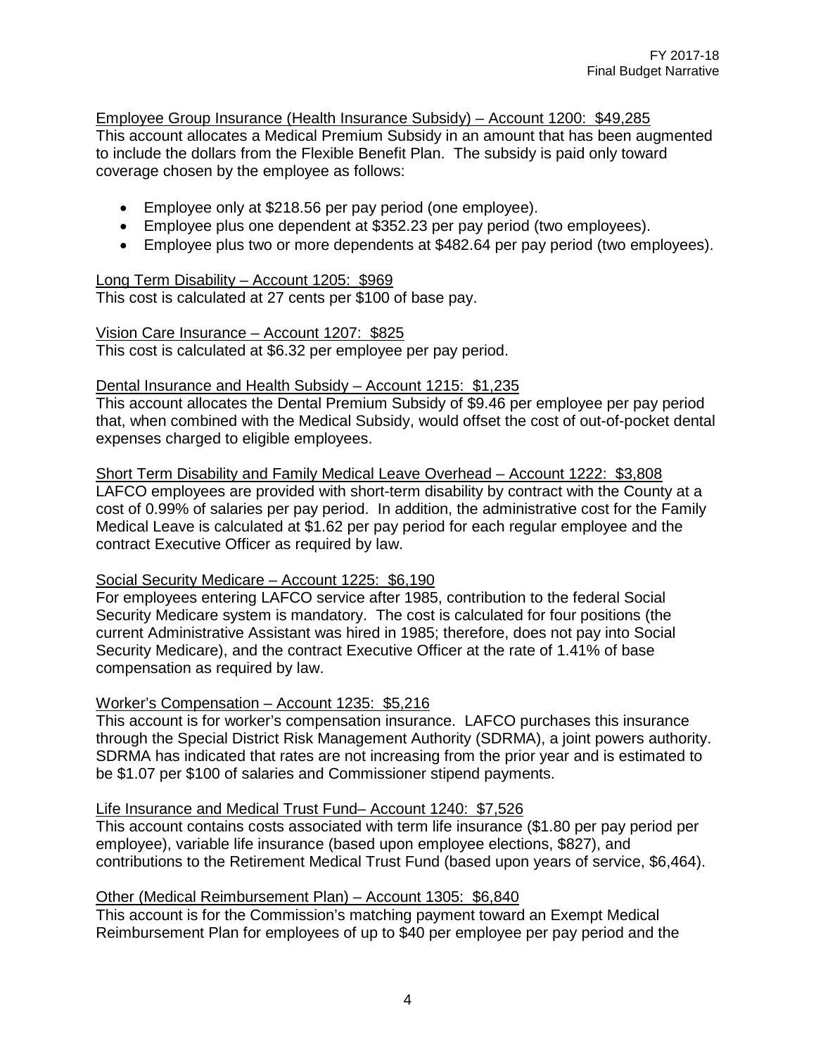<u>Employee Group Insurance (Health Insurance Subsidy) – Account 1200: $49,285</u>
This account allocates a Medical Premium Subsidy in an amount that has been augmented to include the dollars from the Flexible Benefit Plan. The subsidy is paid only toward coverage chosen by the employee as follows:

- Employee only at $218.56 per pay period (one employee).
- Employee plus one dependent at $352.23 per pay period (two employees).
- Employee plus two or more dependents at $482.64 per pay period (two employees).

<u>Long Term Disability – Account 1205: $969</u>
This cost is calculated at 27 cents per $100 of base pay.

<u>Vision Care Insurance – Account 1207: $825</u>
This cost is calculated at $6.32 per employee per pay period.

<u>Dental Insurance and Health Subsidy – Account 1215: $1,235</u>
This account allocates the Dental Premium Subsidy of $9.46 per employee per pay period that, when combined with the Medical Subsidy, would offset the cost of out-of-pocket dental expenses charged to eligible employees.

<u>Short Term Disability and Family Medical Leave Overhead – Account 1222: $3,808</u>
LAFCO employees are provided with short-term disability by contract with the County at a cost of 0.99% of salaries per pay period. In addition, the administrative cost for the Family Medical Leave is calculated at $1.62 per pay period for each regular employee and the contract Executive Officer as required by law.

<u>Social Security Medicare – Account 1225: $6,190</u>
For employees entering LAFCO service after 1985, contribution to the federal Social Security Medicare system is mandatory. The cost is calculated for four positions (the current Administrative Assistant was hired in 1985; therefore, does not pay into Social Security Medicare), and the contract Executive Officer at the rate of 1.41% of base compensation as required by law.

<u>Worker's Compensation – Account 1235: $5,216</u>
This account is for worker's compensation insurance. LAFCO purchases this insurance through the Special District Risk Management Authority (SDRMA), a joint powers authority. SDRMA has indicated that rates are not increasing from the prior year and is estimated to be $1.07 per $100 of salaries and Commissioner stipend payments.

<u>Life Insurance and Medical Trust Fund– Account 1240: $7,526</u>
This account contains costs associated with term life insurance ($1.80 per pay period per employee), variable life insurance (based upon employee elections, $827), and contributions to the Retirement Medical Trust Fund (based upon years of service, $6,464).

<u>Other (Medical Reimbursement Plan) – Account 1305: $6,840</u>
This account is for the Commission's matching payment toward an Exempt Medical Reimbursement Plan for employees of up to $40 per employee per pay period and the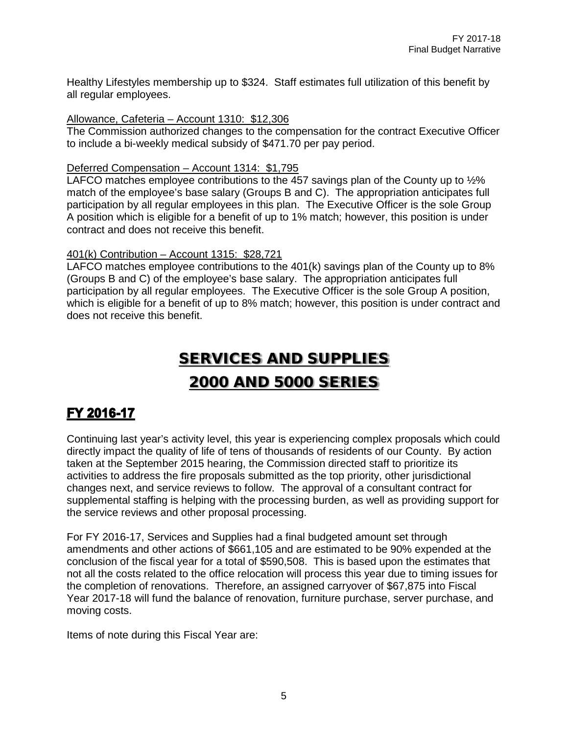Healthy Lifestyles membership up to $324. Staff estimates full utilization of this benefit by all regular employees.

Allowance, Cafeteria – Account 1310: $12,306

The Commission authorized changes to the compensation for the contract Executive Officer to include a bi-weekly medical subsidy of $471.70 per pay period.

Deferred Compensation – Account 1314: $1,795

LAFCO matches employee contributions to the 457 savings plan of the County up to ½% match of the employee's base salary (Groups B and C). The appropriation anticipates full participation by all regular employees in this plan. The Executive Officer is the sole Group A position which is eligible for a benefit of up to 1% match; however, this position is under contract and does not receive this benefit.

401(k) Contribution – Account 1315: $28,721

LAFCO matches employee contributions to the 401(k) savings plan of the County up to 8% (Groups B and C) of the employee's base salary. The appropriation anticipates full participation by all regular employees. The Executive Officer is the sole Group A position, which is eligible for a benefit of up to 8% match; however, this position is under contract and does not receive this benefit.

# SERVICES AND SUPPLIES
# 2000 AND 5000 SERIES

## FY 2016-17

Continuing last year's activity level, this year is experiencing complex proposals which could directly impact the quality of life of tens of thousands of residents of our County. By action taken at the September 2015 hearing, the Commission directed staff to prioritize its activities to address the fire proposals submitted as the top priority, other jurisdictional changes next, and service reviews to follow. The approval of a consultant contract for supplemental staffing is helping with the processing burden, as well as providing support for the service reviews and other proposal processing.

For FY 2016-17, Services and Supplies had a final budgeted amount set through amendments and other actions of $661,105 and are estimated to be 90% expended at the conclusion of the fiscal year for a total of $590,508. This is based upon the estimates that not all the costs related to the office relocation will process this year due to timing issues for the completion of renovations. Therefore, an assigned carryover of $67,875 into Fiscal Year 2017-18 will fund the balance of renovation, furniture purchase, server purchase, and moving costs.

Items of note during this Fiscal Year are: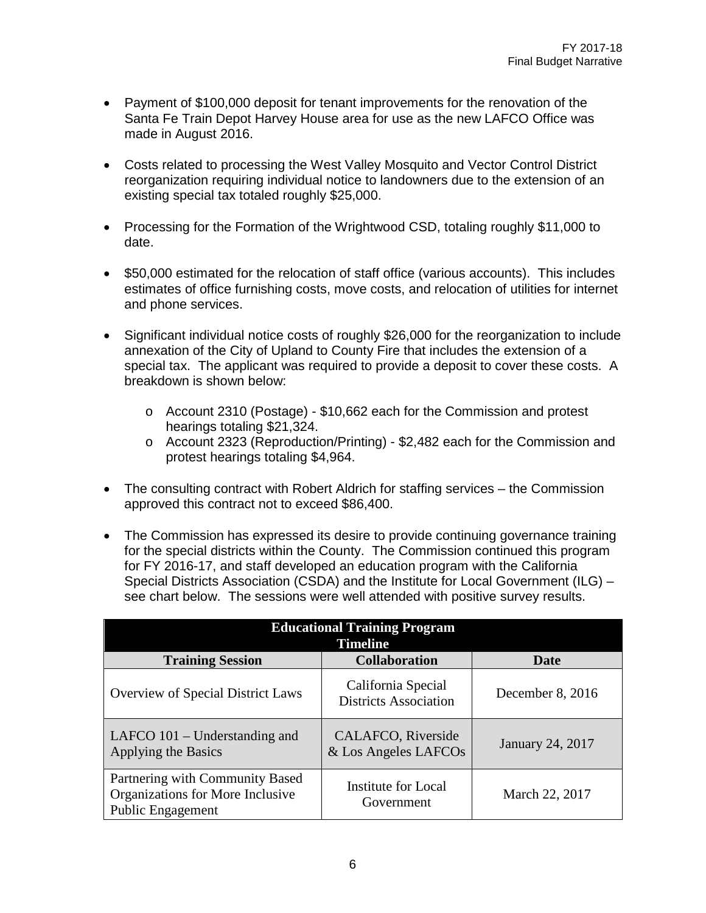- Payment of $100,000 deposit for tenant improvements for the renovation of the Santa Fe Train Depot Harvey House area for use as the new LAFCO Office was made in August 2016.

- Costs related to processing the West Valley Mosquito and Vector Control District reorganization requiring individual notice to landowners due to the extension of an existing special tax totaled roughly $25,000.

- Processing for the Formation of the Wrightwood CSD, totaling roughly $11,000 to date.

- $50,000 estimated for the relocation of staff office (various accounts). This includes estimates of office furnishing costs, move costs, and relocation of utilities for internet and phone services.

- Significant individual notice costs of roughly $26,000 for the reorganization to include annexation of the City of Upland to County Fire that includes the extension of a special tax. The applicant was required to provide a deposit to cover these costs. A breakdown is shown below:

  - Account 2310 (Postage) - $10,662 each for the Commission and protest hearings totaling $21,324.
  - Account 2323 (Reproduction/Printing) - $2,482 each for the Commission and protest hearings totaling $4,964.

- The consulting contract with Robert Aldrich for staffing services – the Commission approved this contract not to exceed $86,400.

- The Commission has expressed its desire to provide continuing governance training for the special districts within the County. The Commission continued this program for FY 2016-17, and staff developed an education program with the California Special Districts Association (CSDA) and the Institute for Local Government (ILG) – see chart below. The sessions were well attended with positive survey results.

| Educational Training Program Timeline | | |
|---|---|---|
| **Training Session** | **Collaboration** | **Date** |
| Overview of Special District Laws | California Special Districts Association | December 8, 2016 |
| LAFCO 101 – Understanding and Applying the Basics | CALAFCO, Riverside & Los Angeles LAFCOs | January 24, 2017 |
| Partnering with Community Based Organizations for More Inclusive Public Engagement | Institute for Local Government | March 22, 2017 |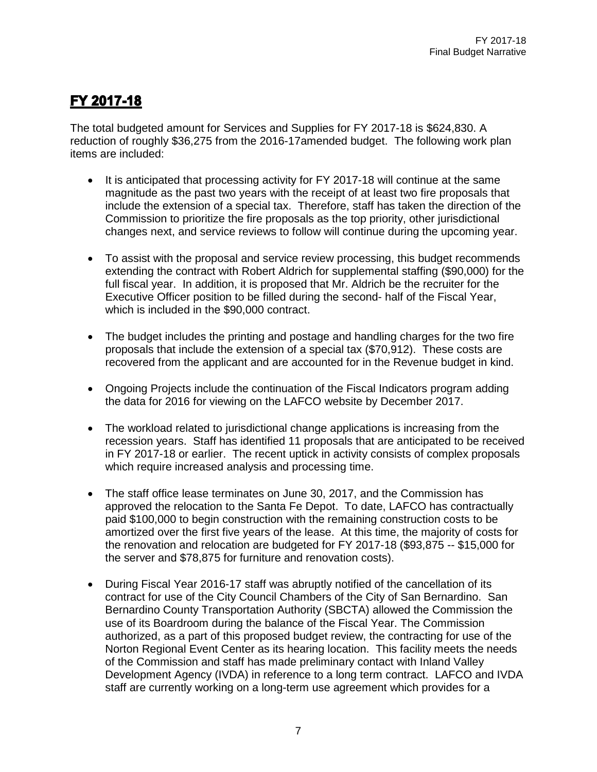# FY 2017-18

The total budgeted amount for Services and Supplies for FY 2017-18 is $624,830. A reduction of roughly $36,275 from the 2016-17amended budget. The following work plan items are included:

- It is anticipated that processing activity for FY 2017-18 will continue at the same magnitude as the past two years with the receipt of at least two fire proposals that include the extension of a special tax. Therefore, staff has taken the direction of the Commission to prioritize the fire proposals as the top priority, other jurisdictional changes next, and service reviews to follow will continue during the upcoming year.

- To assist with the proposal and service review processing, this budget recommends extending the contract with Robert Aldrich for supplemental staffing ($90,000) for the full fiscal year. In addition, it is proposed that Mr. Aldrich be the recruiter for the Executive Officer position to be filled during the second- half of the Fiscal Year, which is included in the $90,000 contract.

- The budget includes the printing and postage and handling charges for the two fire proposals that include the extension of a special tax ($70,912). These costs are recovered from the applicant and are accounted for in the Revenue budget in kind.

- Ongoing Projects include the continuation of the Fiscal Indicators program adding the data for 2016 for viewing on the LAFCO website by December 2017.

- The workload related to jurisdictional change applications is increasing from the recession years. Staff has identified 11 proposals that are anticipated to be received in FY 2017-18 or earlier. The recent uptick in activity consists of complex proposals which require increased analysis and processing time.

- The staff office lease terminates on June 30, 2017, and the Commission has approved the relocation to the Santa Fe Depot. To date, LAFCO has contractually paid $100,000 to begin construction with the remaining construction costs to be amortized over the first five years of the lease. At this time, the majority of costs for the renovation and relocation are budgeted for FY 2017-18 ($93,875 -- $15,000 for the server and $78,875 for furniture and renovation costs).

- During Fiscal Year 2016-17 staff was abruptly notified of the cancellation of its contract for use of the City Council Chambers of the City of San Bernardino. San Bernardino County Transportation Authority (SBCTA) allowed the Commission the use of its Boardroom during the balance of the Fiscal Year. The Commission authorized, as a part of this proposed budget review, the contracting for use of the Norton Regional Event Center as its hearing location. This facility meets the needs of the Commission and staff has made preliminary contact with Inland Valley Development Agency (IVDA) in reference to a long term contract. LAFCO and IVDA staff are currently working on a long-term use agreement which provides for a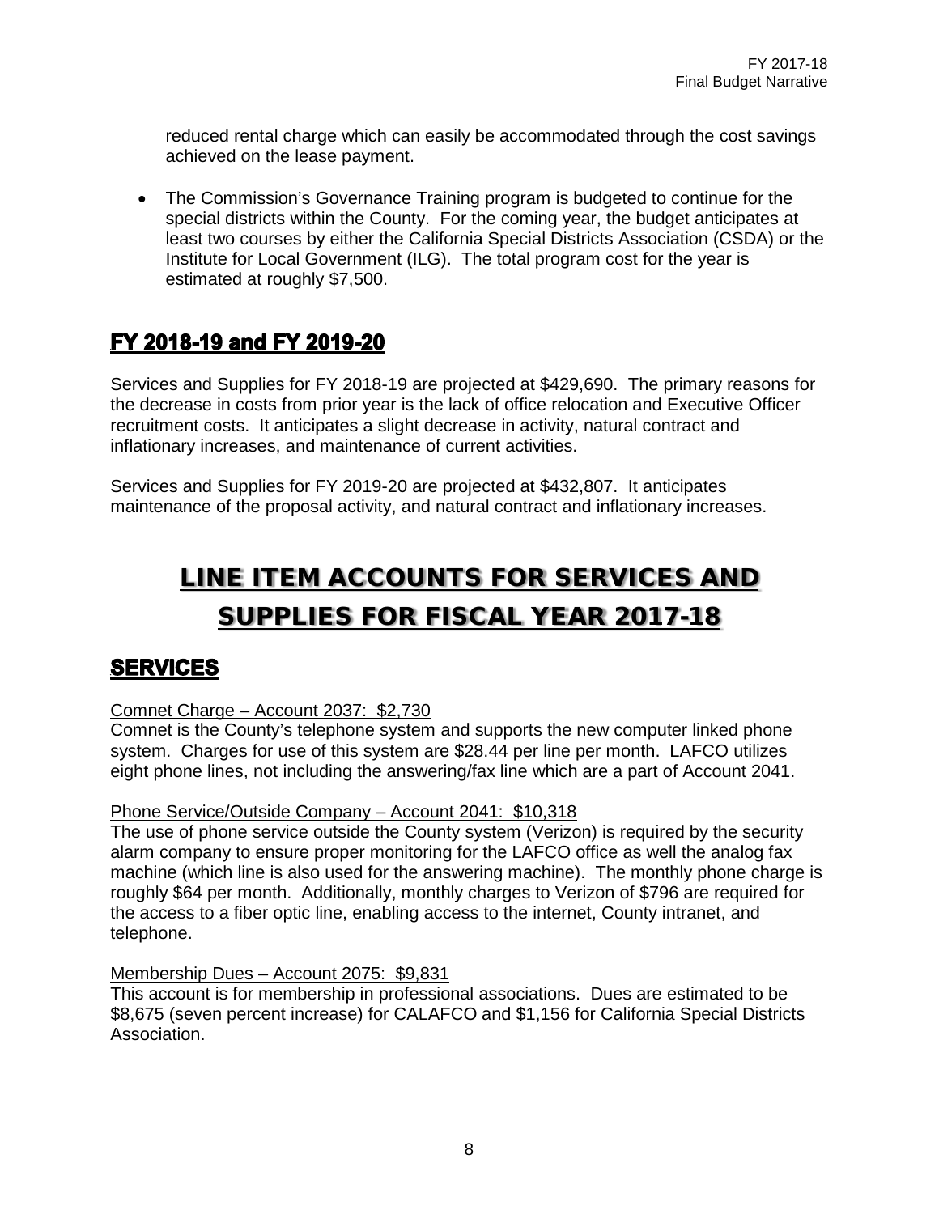reduced rental charge which can easily be accommodated through the cost savings achieved on the lease payment.

- The Commission's Governance Training program is budgeted to continue for the special districts within the County. For the coming year, the budget anticipates at least two courses by either the California Special Districts Association (CSDA) or the Institute for Local Government (ILG). The total program cost for the year is estimated at roughly $7,500.

## FY 2018-19 and FY 2019-20

Services and Supplies for FY 2018-19 are projected at $429,690. The primary reasons for the decrease in costs from prior year is the lack of office relocation and Executive Officer recruitment costs. It anticipates a slight decrease in activity, natural contract and inflationary increases, and maintenance of current activities.

Services and Supplies for FY 2019-20 are projected at $432,807. It anticipates maintenance of the proposal activity, and natural contract and inflationary increases.

# LINE ITEM ACCOUNTS FOR SERVICES AND SUPPLIES FOR FISCAL YEAR 2017-18

## SERVICES

Comnet Charge – Account 2037: $2,730

Comnet is the County's telephone system and supports the new computer linked phone system. Charges for use of this system are $28.44 per line per month. LAFCO utilizes eight phone lines, not including the answering/fax line which are a part of Account 2041.

Phone Service/Outside Company – Account 2041: $10,318

The use of phone service outside the County system (Verizon) is required by the security alarm company to ensure proper monitoring for the LAFCO office as well the analog fax machine (which line is also used for the answering machine). The monthly phone charge is roughly $64 per month. Additionally, monthly charges to Verizon of $796 are required for the access to a fiber optic line, enabling access to the internet, County intranet, and telephone.

Membership Dues – Account 2075: $9,831

This account is for membership in professional associations. Dues are estimated to be $8,675 (seven percent increase) for CALAFCO and $1,156 for California Special Districts Association.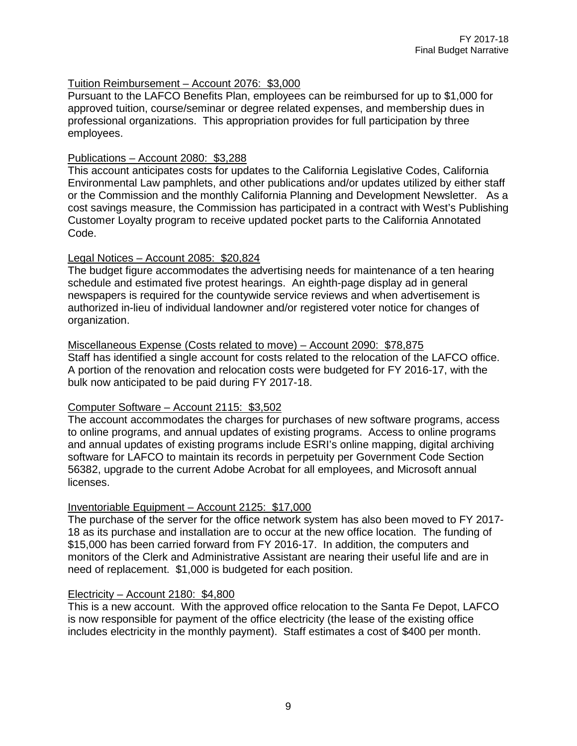<u>Tuition Reimbursement – Account 2076: $3,000</u>

Pursuant to the LAFCO Benefits Plan, employees can be reimbursed for up to $1,000 for approved tuition, course/seminar or degree related expenses, and membership dues in professional organizations. This appropriation provides for full participation by three employees.

<u>Publications – Account 2080: $3,288</u>

This account anticipates costs for updates to the California Legislative Codes, California Environmental Law pamphlets, and other publications and/or updates utilized by either staff or the Commission and the monthly California Planning and Development Newsletter. As a cost savings measure, the Commission has participated in a contract with West's Publishing Customer Loyalty program to receive updated pocket parts to the California Annotated Code.

<u>Legal Notices – Account 2085: $20,824</u>

The budget figure accommodates the advertising needs for maintenance of a ten hearing schedule and estimated five protest hearings. An eighth-page display ad in general newspapers is required for the countywide service reviews and when advertisement is authorized in-lieu of individual landowner and/or registered voter notice for changes of organization.

<u>Miscellaneous Expense (Costs related to move) – Account 2090: $78,875</u>

Staff has identified a single account for costs related to the relocation of the LAFCO office. A portion of the renovation and relocation costs were budgeted for FY 2016-17, with the bulk now anticipated to be paid during FY 2017-18.

<u>Computer Software – Account 2115: $3,502</u>

The account accommodates the charges for purchases of new software programs, access to online programs, and annual updates of existing programs. Access to online programs and annual updates of existing programs include ESRI's online mapping, digital archiving software for LAFCO to maintain its records in perpetuity per Government Code Section 56382, upgrade to the current Adobe Acrobat for all employees, and Microsoft annual licenses.

<u>Inventoriable Equipment – Account 2125: $17,000</u>

The purchase of the server for the office network system has also been moved to FY 2017-18 as its purchase and installation are to occur at the new office location. The funding of $15,000 has been carried forward from FY 2016-17. In addition, the computers and monitors of the Clerk and Administrative Assistant are nearing their useful life and are in need of replacement. $1,000 is budgeted for each position.

<u>Electricity – Account 2180: $4,800</u>

This is a new account. With the approved office relocation to the Santa Fe Depot, LAFCO is now responsible for payment of the office electricity (the lease of the existing office includes electricity in the monthly payment). Staff estimates a cost of $400 per month.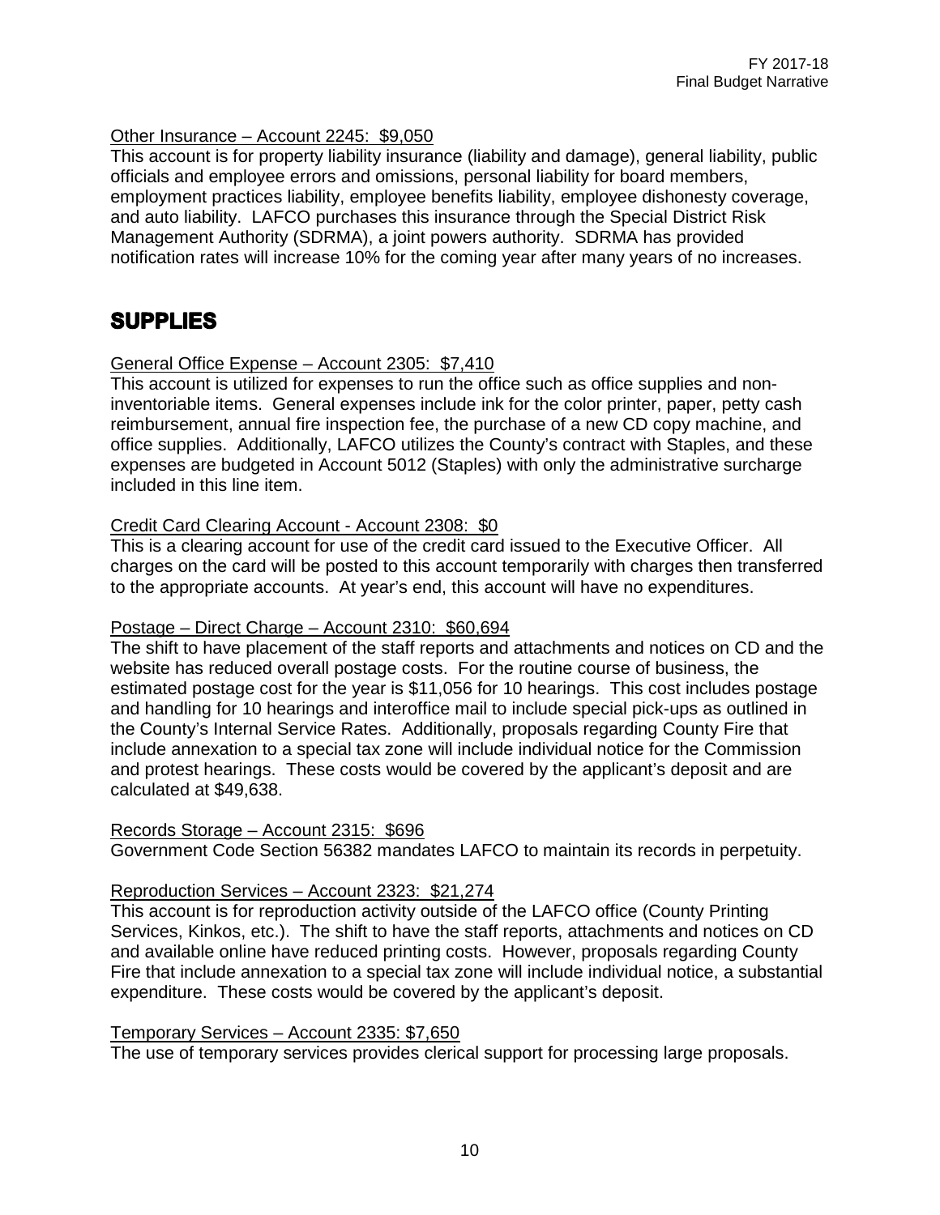Other Insurance – Account 2245: $9,050

This account is for property liability insurance (liability and damage), general liability, public officials and employee errors and omissions, personal liability for board members, employment practices liability, employee benefits liability, employee dishonesty coverage, and auto liability. LAFCO purchases this insurance through the Special District Risk Management Authority (SDRMA), a joint powers authority. SDRMA has provided notification rates will increase 10% for the coming year after many years of no increases.

## SUPPLIES

General Office Expense – Account 2305: $7,410

This account is utilized for expenses to run the office such as office supplies and non-inventoriable items. General expenses include ink for the color printer, paper, petty cash reimbursement, annual fire inspection fee, the purchase of a new CD copy machine, and office supplies. Additionally, LAFCO utilizes the County's contract with Staples, and these expenses are budgeted in Account 5012 (Staples) with only the administrative surcharge included in this line item.

Credit Card Clearing Account - Account 2308: $0

This is a clearing account for use of the credit card issued to the Executive Officer. All charges on the card will be posted to this account temporarily with charges then transferred to the appropriate accounts. At year's end, this account will have no expenditures.

Postage – Direct Charge – Account 2310: $60,694

The shift to have placement of the staff reports and attachments and notices on CD and the website has reduced overall postage costs. For the routine course of business, the estimated postage cost for the year is $11,056 for 10 hearings. This cost includes postage and handling for 10 hearings and interoffice mail to include special pick-ups as outlined in the County's Internal Service Rates. Additionally, proposals regarding County Fire that include annexation to a special tax zone will include individual notice for the Commission and protest hearings. These costs would be covered by the applicant's deposit and are calculated at $49,638.

Records Storage – Account 2315: $696

Government Code Section 56382 mandates LAFCO to maintain its records in perpetuity.

Reproduction Services – Account 2323: $21,274

This account is for reproduction activity outside of the LAFCO office (County Printing Services, Kinkos, etc.). The shift to have the staff reports, attachments and notices on CD and available online have reduced printing costs. However, proposals regarding County Fire that include annexation to a special tax zone will include individual notice, a substantial expenditure. These costs would be covered by the applicant's deposit.

Temporary Services – Account 2335: $7,650

The use of temporary services provides clerical support for processing large proposals.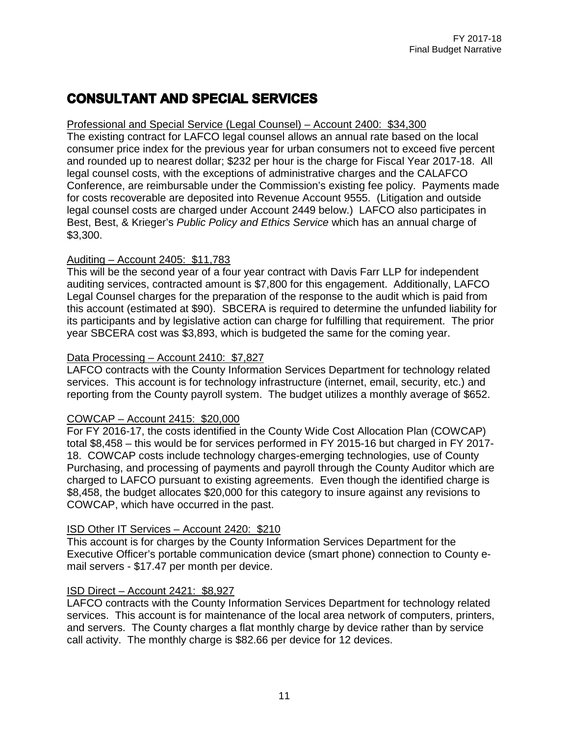# CONSULTANT AND SPECIAL SERVICES

Professional and Special Service (Legal Counsel) – Account 2400: $34,300

The existing contract for LAFCO legal counsel allows an annual rate based on the local consumer price index for the previous year for urban consumers not to exceed five percent and rounded up to nearest dollar; $232 per hour is the charge for Fiscal Year 2017-18. All legal counsel costs, with the exceptions of administrative charges and the CALAFCO Conference, are reimbursable under the Commission's existing fee policy. Payments made for costs recoverable are deposited into Revenue Account 9555. (Litigation and outside legal counsel costs are charged under Account 2449 below.) LAFCO also participates in Best, Best, & Krieger's *Public Policy and Ethics Service* which has an annual charge of $3,300.

Auditing – Account 2405: $11,783

This will be the second year of a four year contract with Davis Farr LLP for independent auditing services, contracted amount is $7,800 for this engagement. Additionally, LAFCO Legal Counsel charges for the preparation of the response to the audit which is paid from this account (estimated at $90). SBCERA is required to determine the unfunded liability for its participants and by legislative action can charge for fulfilling that requirement. The prior year SBCERA cost was $3,893, which is budgeted the same for the coming year.

Data Processing – Account 2410: $7,827

LAFCO contracts with the County Information Services Department for technology related services. This account is for technology infrastructure (internet, email, security, etc.) and reporting from the County payroll system. The budget utilizes a monthly average of $652.

COWCAP – Account 2415: $20,000

For FY 2016-17, the costs identified in the County Wide Cost Allocation Plan (COWCAP) total $8,458 – this would be for services performed in FY 2015-16 but charged in FY 2017-18. COWCAP costs include technology charges-emerging technologies, use of County Purchasing, and processing of payments and payroll through the County Auditor which are charged to LAFCO pursuant to existing agreements. Even though the identified charge is $8,458, the budget allocates $20,000 for this category to insure against any revisions to COWCAP, which have occurred in the past.

ISD Other IT Services – Account 2420: $210

This account is for charges by the County Information Services Department for the Executive Officer's portable communication device (smart phone) connection to County e-mail servers - $17.47 per month per device.

ISD Direct – Account 2421: $8,927

LAFCO contracts with the County Information Services Department for technology related services. This account is for maintenance of the local area network of computers, printers, and servers. The County charges a flat monthly charge by device rather than by service call activity. The monthly charge is $82.66 per device for 12 devices.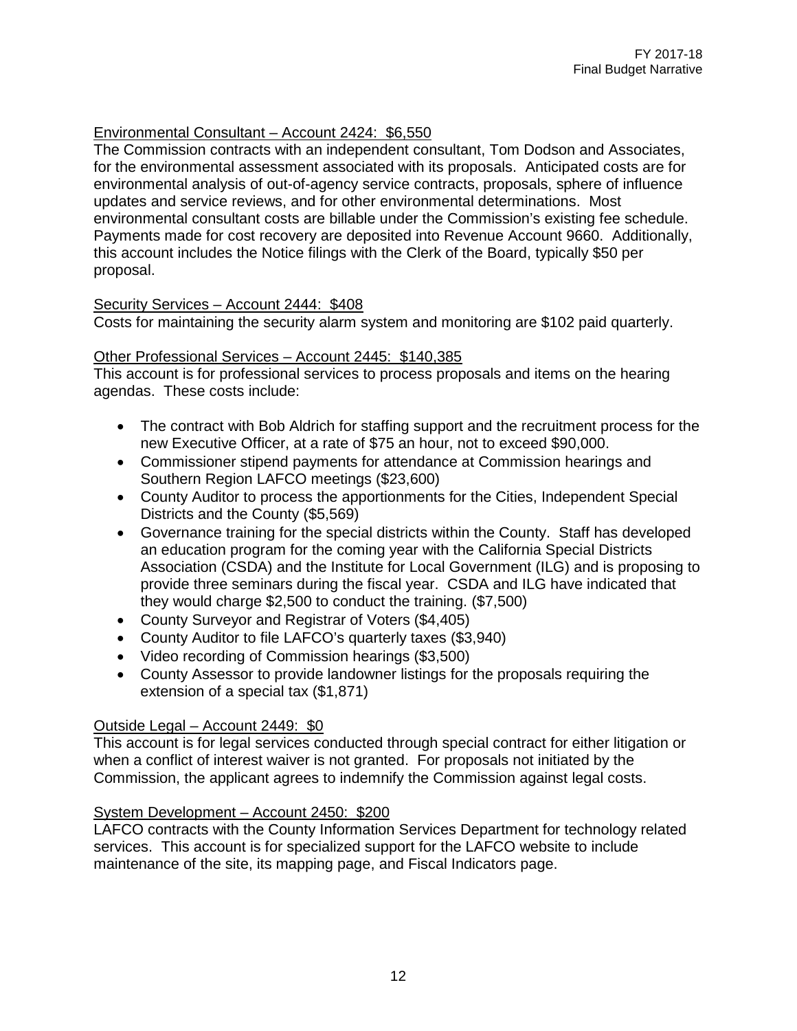Environmental Consultant – Account 2424: $6,550

The Commission contracts with an independent consultant, Tom Dodson and Associates, for the environmental assessment associated with its proposals. Anticipated costs are for environmental analysis of out-of-agency service contracts, proposals, sphere of influence updates and service reviews, and for other environmental determinations. Most environmental consultant costs are billable under the Commission's existing fee schedule. Payments made for cost recovery are deposited into Revenue Account 9660. Additionally, this account includes the Notice filings with the Clerk of the Board, typically $50 per proposal.

Security Services – Account 2444: $408

Costs for maintaining the security alarm system and monitoring are $102 paid quarterly.

Other Professional Services – Account 2445: $140,385

This account is for professional services to process proposals and items on the hearing agendas. These costs include:

- The contract with Bob Aldrich for staffing support and the recruitment process for the new Executive Officer, at a rate of $75 an hour, not to exceed $90,000.
- Commissioner stipend payments for attendance at Commission hearings and Southern Region LAFCO meetings ($23,600)
- County Auditor to process the apportionments for the Cities, Independent Special Districts and the County ($5,569)
- Governance training for the special districts within the County. Staff has developed an education program for the coming year with the California Special Districts Association (CSDA) and the Institute for Local Government (ILG) and is proposing to provide three seminars during the fiscal year. CSDA and ILG have indicated that they would charge $2,500 to conduct the training. ($7,500)
- County Surveyor and Registrar of Voters ($4,405)
- County Auditor to file LAFCO's quarterly taxes ($3,940)
- Video recording of Commission hearings ($3,500)
- County Assessor to provide landowner listings for the proposals requiring the extension of a special tax ($1,871)

Outside Legal – Account 2449: $0

This account is for legal services conducted through special contract for either litigation or when a conflict of interest waiver is not granted. For proposals not initiated by the Commission, the applicant agrees to indemnify the Commission against legal costs.

System Development – Account 2450: $200

LAFCO contracts with the County Information Services Department for technology related services. This account is for specialized support for the LAFCO website to include maintenance of the site, its mapping page, and Fiscal Indicators page.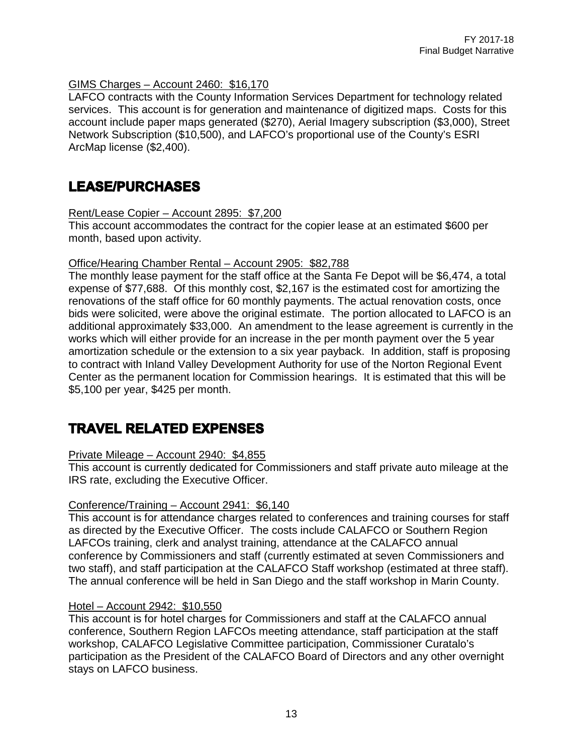GIMS Charges – Account 2460: $16,170

LAFCO contracts with the County Information Services Department for technology related services. This account is for generation and maintenance of digitized maps. Costs for this account include paper maps generated ($270), Aerial Imagery subscription ($3,000), Street Network Subscription ($10,500), and LAFCO's proportional use of the County's ESRI ArcMap license ($2,400).

## LEASE/PURCHASES

Rent/Lease Copier – Account 2895: $7,200

This account accommodates the contract for the copier lease at an estimated $600 per month, based upon activity.

Office/Hearing Chamber Rental – Account 2905: $82,788

The monthly lease payment for the staff office at the Santa Fe Depot will be $6,474, a total expense of $77,688. Of this monthly cost, $2,167 is the estimated cost for amortizing the renovations of the staff office for 60 monthly payments. The actual renovation costs, once bids were solicited, were above the original estimate. The portion allocated to LAFCO is an additional approximately $33,000. An amendment to the lease agreement is currently in the works which will either provide for an increase in the per month payment over the 5 year amortization schedule or the extension to a six year payback. In addition, staff is proposing to contract with Inland Valley Development Authority for use of the Norton Regional Event Center as the permanent location for Commission hearings. It is estimated that this will be $5,100 per year, $425 per month.

## TRAVEL RELATED EXPENSES

Private Mileage – Account 2940: $4,855

This account is currently dedicated for Commissioners and staff private auto mileage at the IRS rate, excluding the Executive Officer.

Conference/Training – Account 2941: $6,140

This account is for attendance charges related to conferences and training courses for staff as directed by the Executive Officer. The costs include CALAFCO or Southern Region LAFCOs training, clerk and analyst training, attendance at the CALAFCO annual conference by Commissioners and staff (currently estimated at seven Commissioners and two staff), and staff participation at the CALAFCO Staff workshop (estimated at three staff). The annual conference will be held in San Diego and the staff workshop in Marin County.

Hotel – Account 2942: $10,550

This account is for hotel charges for Commissioners and staff at the CALAFCO annual conference, Southern Region LAFCOs meeting attendance, staff participation at the staff workshop, CALAFCO Legislative Committee participation, Commissioner Curatalo's participation as the President of the CALAFCO Board of Directors and any other overnight stays on LAFCO business.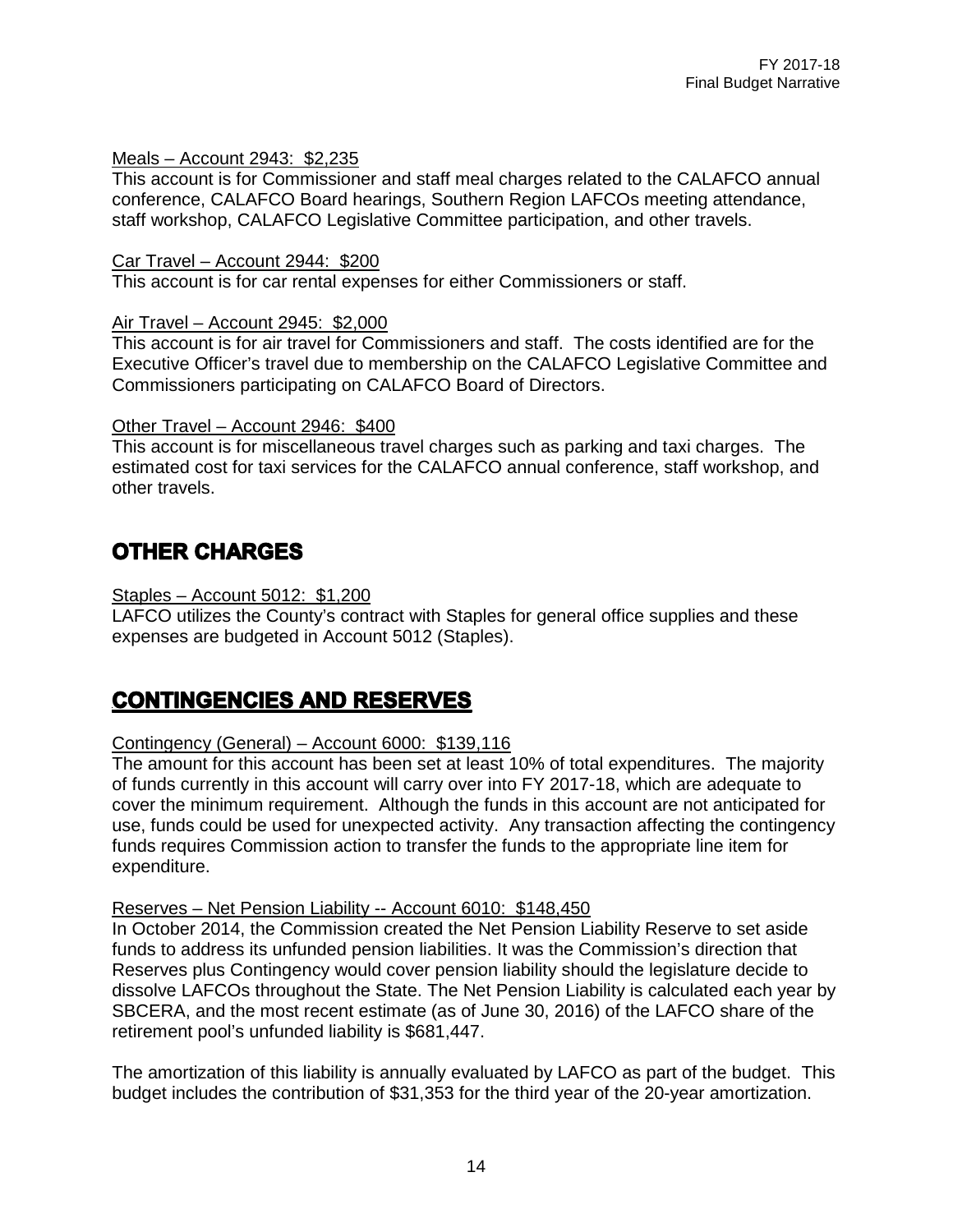Meals – Account 2943: $2,235

This account is for Commissioner and staff meal charges related to the CALAFCO annual conference, CALAFCO Board hearings, Southern Region LAFCOs meeting attendance, staff workshop, CALAFCO Legislative Committee participation, and other travels.

Car Travel – Account 2944: $200

This account is for car rental expenses for either Commissioners or staff.

Air Travel – Account 2945: $2,000

This account is for air travel for Commissioners and staff. The costs identified are for the Executive Officer's travel due to membership on the CALAFCO Legislative Committee and Commissioners participating on CALAFCO Board of Directors.

Other Travel – Account 2946: $400

This account is for miscellaneous travel charges such as parking and taxi charges. The estimated cost for taxi services for the CALAFCO annual conference, staff workshop, and other travels.

## OTHER CHARGES

Staples – Account 5012: $1,200

LAFCO utilizes the County's contract with Staples for general office supplies and these expenses are budgeted in Account 5012 (Staples).

## CONTINGENCIES AND RESERVES

Contingency (General) – Account 6000: $139,116

The amount for this account has been set at least 10% of total expenditures. The majority of funds currently in this account will carry over into FY 2017-18, which are adequate to cover the minimum requirement. Although the funds in this account are not anticipated for use, funds could be used for unexpected activity. Any transaction affecting the contingency funds requires Commission action to transfer the funds to the appropriate line item for expenditure.

Reserves – Net Pension Liability -- Account 6010: $148,450

In October 2014, the Commission created the Net Pension Liability Reserve to set aside funds to address its unfunded pension liabilities. It was the Commission's direction that Reserves plus Contingency would cover pension liability should the legislature decide to dissolve LAFCOs throughout the State. The Net Pension Liability is calculated each year by SBCERA, and the most recent estimate (as of June 30, 2016) of the LAFCO share of the retirement pool's unfunded liability is $681,447.

The amortization of this liability is annually evaluated by LAFCO as part of the budget. This budget includes the contribution of $31,353 for the third year of the 20-year amortization.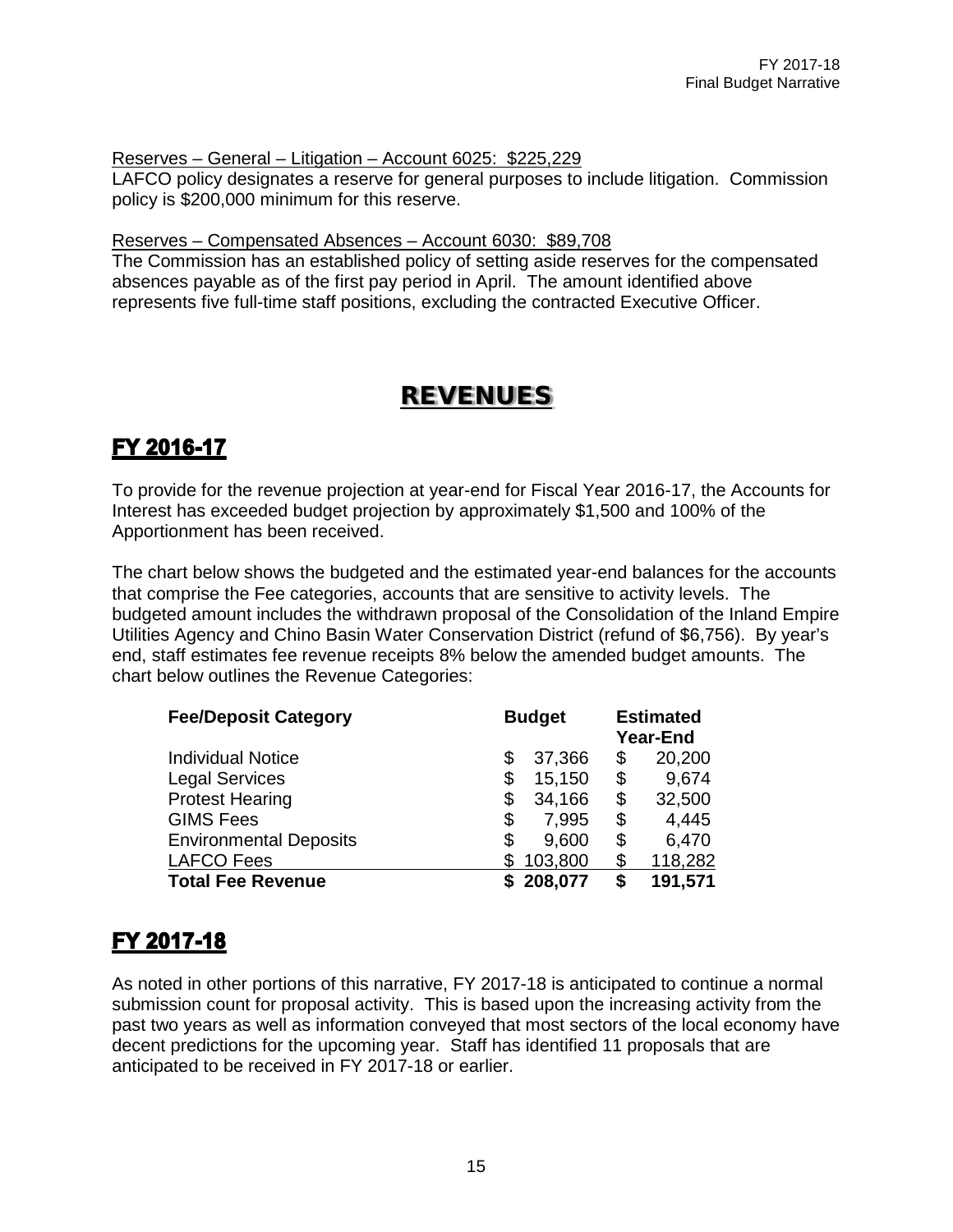Reserves – General – Litigation – Account 6025: $225,229

LAFCO policy designates a reserve for general purposes to include litigation. Commission policy is $200,000 minimum for this reserve.

Reserves – Compensated Absences – Account 6030: $89,708

The Commission has an established policy of setting aside reserves for the compensated absences payable as of the first pay period in April. The amount identified above represents five full-time staff positions, excluding the contracted Executive Officer.

# REVENUES

## FY 2016-17

To provide for the revenue projection at year-end for Fiscal Year 2016-17, the Accounts for Interest has exceeded budget projection by approximately $1,500 and 100% of the Apportionment has been received.

The chart below shows the budgeted and the estimated year-end balances for the accounts that comprise the Fee categories, accounts that are sensitive to activity levels. The budgeted amount includes the withdrawn proposal of the Consolidation of the Inland Empire Utilities Agency and Chino Basin Water Conservation District (refund of $6,756). By year's end, staff estimates fee revenue receipts 8% below the amended budget amounts. The chart below outlines the Revenue Categories:

| **Fee/Deposit Category** | **Budget** | **Estimated Year-End** |
|---|---|---|
| Individual Notice | $ 37,366 | $ 20,200 |
| Legal Services | $ 15,150 | $ 9,674 |
| Protest Hearing | $ 34,166 | $ 32,500 |
| GIMS Fees | $ 7,995 | $ 4,445 |
| Environmental Deposits | $ 9,600 | $ 6,470 |
| LAFCO Fees | $ 103,800 | $ 118,282 |
| **Total Fee Revenue** | **$ 208,077** | **$ 191,571** |

## FY 2017-18

As noted in other portions of this narrative, FY 2017-18 is anticipated to continue a normal submission count for proposal activity. This is based upon the increasing activity from the past two years as well as information conveyed that most sectors of the local economy have decent predictions for the upcoming year. Staff has identified 11 proposals that are anticipated to be received in FY 2017-18 or earlier.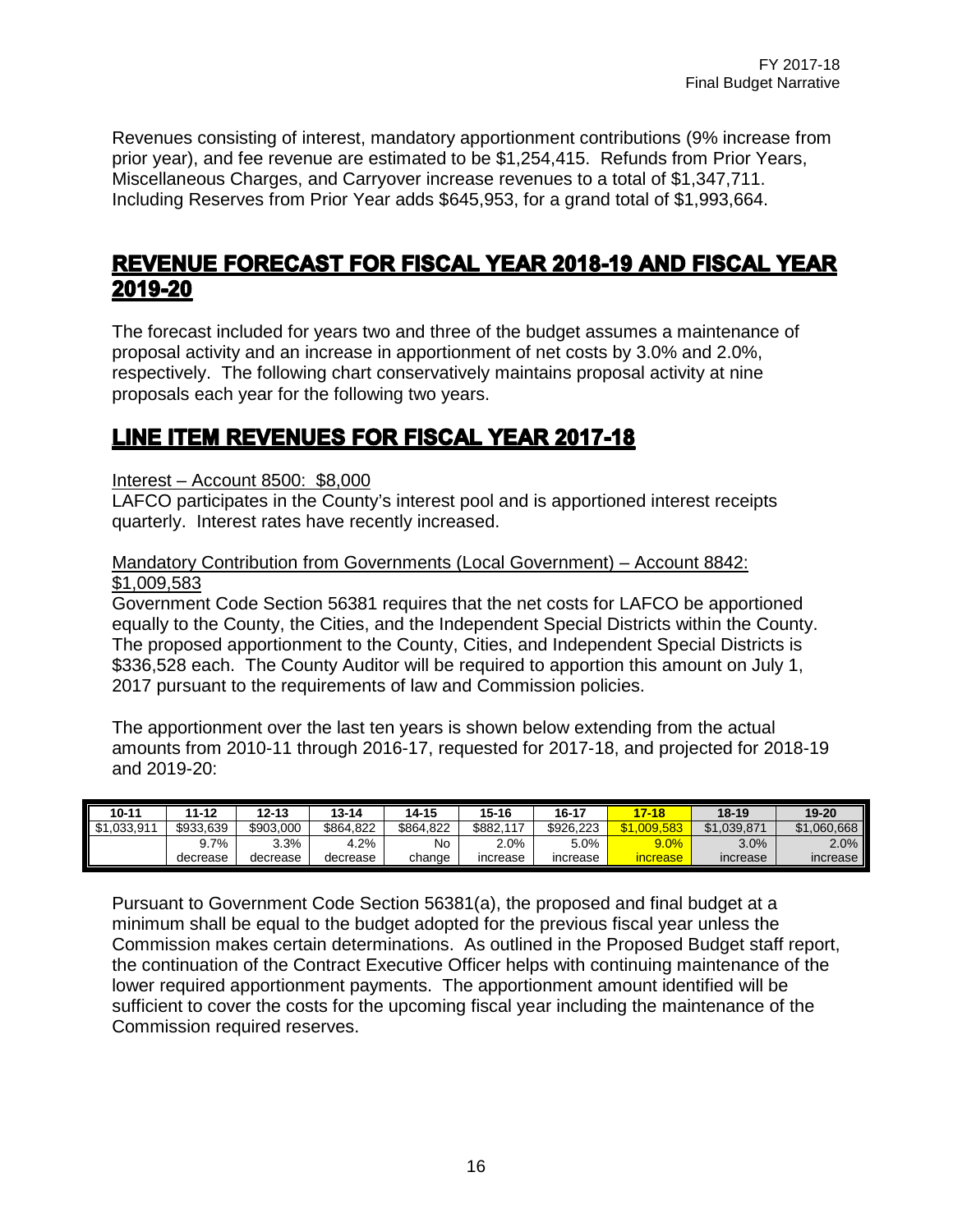Revenues consisting of interest, mandatory apportionment contributions (9% increase from prior year), and fee revenue are estimated to be $1,254,415. Refunds from Prior Years, Miscellaneous Charges, and Carryover increase revenues to a total of $1,347,711. Including Reserves from Prior Year adds $645,953, for a grand total of $1,993,664.

## REVENUE FORECAST FOR FISCAL YEAR 2018-19 AND FISCAL YEAR 2019-20

The forecast included for years two and three of the budget assumes a maintenance of proposal activity and an increase in apportionment of net costs by 3.0% and 2.0%, respectively. The following chart conservatively maintains proposal activity at nine proposals each year for the following two years.

## LINE ITEM REVENUES FOR FISCAL YEAR 2017-18

Interest – Account 8500: $8,000

LAFCO participates in the County's interest pool and is apportioned interest receipts quarterly. Interest rates have recently increased.

Mandatory Contribution from Governments (Local Government) – Account 8842: $1,009,583

Government Code Section 56381 requires that the net costs for LAFCO be apportioned equally to the County, the Cities, and the Independent Special Districts within the County. The proposed apportionment to the County, Cities, and Independent Special Districts is $336,528 each. The County Auditor will be required to apportion this amount on July 1, 2017 pursuant to the requirements of law and Commission policies.

The apportionment over the last ten years is shown below extending from the actual amounts from 2010-11 through 2016-17, requested for 2017-18, and projected for 2018-19 and 2019-20:

| 10-11 | 11-12 | 12-13 | 13-14 | 14-15 | 15-16 | 16-17 | 17-18 | 18-19 | 19-20 |
|---|---|---|---|---|---|---|---|---|---|
| $1,033,911 | $933,639 | $903,000 | $864,822 | $864,822 | $882,117 | $926,223 | $1,009,583 | $1,039,871 | $1,060,668 |
| | 9.7% decrease | 3.3% decrease | 4.2% decrease | No change | 2.0% increase | 5.0% increase | 9.0% increase | 3.0% increase | 2.0% increase |

Pursuant to Government Code Section 56381(a), the proposed and final budget at a minimum shall be equal to the budget adopted for the previous fiscal year unless the Commission makes certain determinations. As outlined in the Proposed Budget staff report, the continuation of the Contract Executive Officer helps with continuing maintenance of the lower required apportionment payments. The apportionment amount identified will be sufficient to cover the costs for the upcoming fiscal year including the maintenance of the Commission required reserves.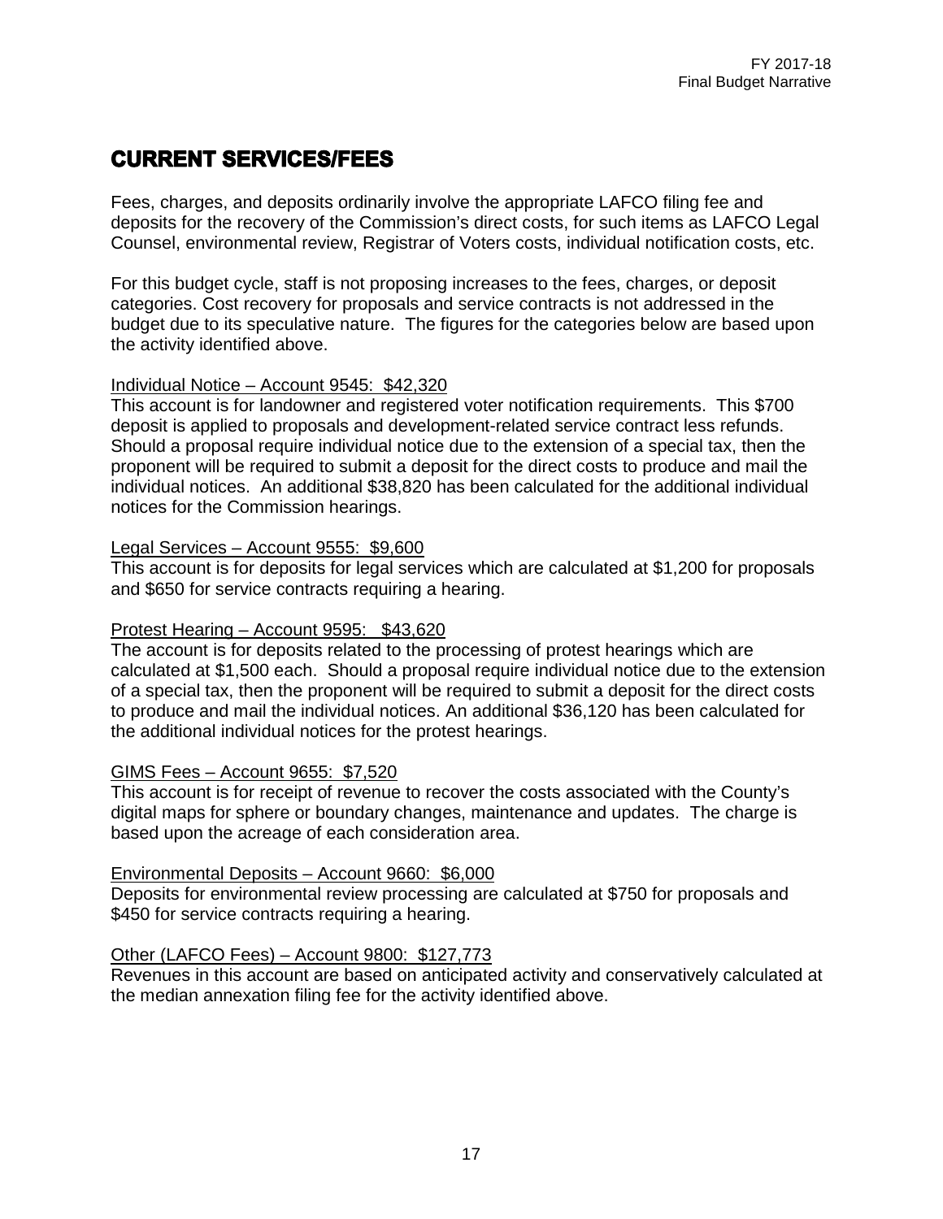# CURRENT SERVICES/FEES

Fees, charges, and deposits ordinarily involve the appropriate LAFCO filing fee and deposits for the recovery of the Commission's direct costs, for such items as LAFCO Legal Counsel, environmental review, Registrar of Voters costs, individual notification costs, etc.

For this budget cycle, staff is not proposing increases to the fees, charges, or deposit categories. Cost recovery for proposals and service contracts is not addressed in the budget due to its speculative nature. The figures for the categories below are based upon the activity identified above.

<u>Individual Notice – Account 9545: $42,320</u>
This account is for landowner and registered voter notification requirements. This $700 deposit is applied to proposals and development-related service contract less refunds. Should a proposal require individual notice due to the extension of a special tax, then the proponent will be required to submit a deposit for the direct costs to produce and mail the individual notices. An additional $38,820 has been calculated for the additional individual notices for the Commission hearings.

<u>Legal Services – Account 9555: $9,600</u>
This account is for deposits for legal services which are calculated at $1,200 for proposals and $650 for service contracts requiring a hearing.

<u>Protest Hearing – Account 9595: $43,620</u>
The account is for deposits related to the processing of protest hearings which are calculated at $1,500 each. Should a proposal require individual notice due to the extension of a special tax, then the proponent will be required to submit a deposit for the direct costs to produce and mail the individual notices. An additional $36,120 has been calculated for the additional individual notices for the protest hearings.

<u>GIMS Fees – Account 9655: $7,520</u>
This account is for receipt of revenue to recover the costs associated with the County's digital maps for sphere or boundary changes, maintenance and updates. The charge is based upon the acreage of each consideration area.

<u>Environmental Deposits – Account 9660: $6,000</u>
Deposits for environmental review processing are calculated at $750 for proposals and $450 for service contracts requiring a hearing.

<u>Other (LAFCO Fees) – Account 9800: $127,773</u>
Revenues in this account are based on anticipated activity and conservatively calculated at the median annexation filing fee for the activity identified above.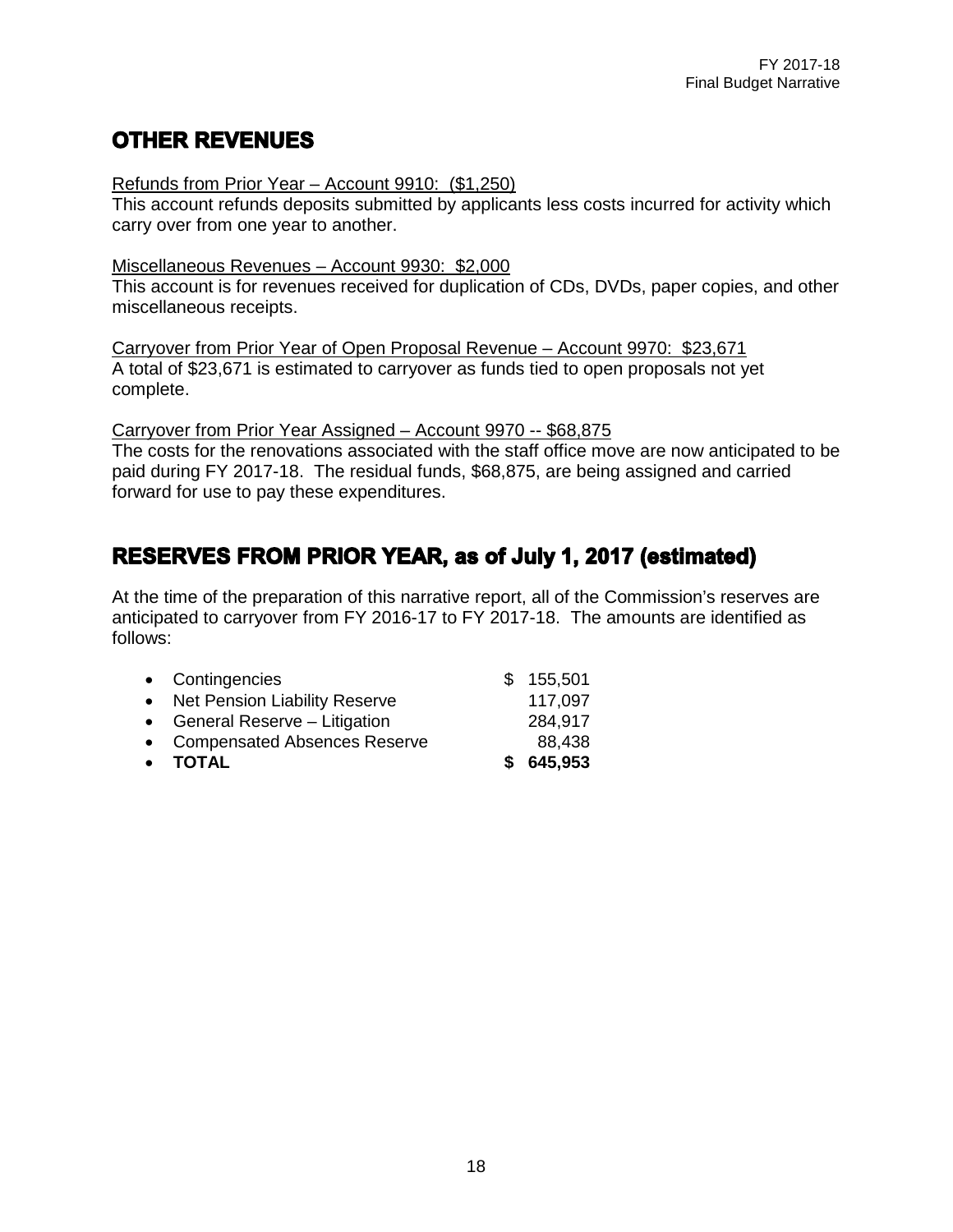## OTHER REVENUES

Refunds from Prior Year – Account 9910: ($1,250)

This account refunds deposits submitted by applicants less costs incurred for activity which carry over from one year to another.

Miscellaneous Revenues – Account 9930: $2,000

This account is for revenues received for duplication of CDs, DVDs, paper copies, and other miscellaneous receipts.

Carryover from Prior Year of Open Proposal Revenue – Account 9970: $23,671

A total of $23,671 is estimated to carryover as funds tied to open proposals not yet complete.

Carryover from Prior Year Assigned – Account 9970 -- $68,875

The costs for the renovations associated with the staff office move are now anticipated to be paid during FY 2017-18. The residual funds, $68,875, are being assigned and carried forward for use to pay these expenditures.

## RESERVES FROM PRIOR YEAR, as of July 1, 2017 (estimated)

At the time of the preparation of this narrative report, all of the Commission's reserves are anticipated to carryover from FY 2016-17 to FY 2017-18. The amounts are identified as follows:

| | |
|---|---|
| • Contingencies | $ 155,501 |
| • Net Pension Liability Reserve | 117,097 |
| • General Reserve – Litigation | 284,917 |
| • Compensated Absences Reserve | 88,438 |
| • **TOTAL** | **$ 645,953** |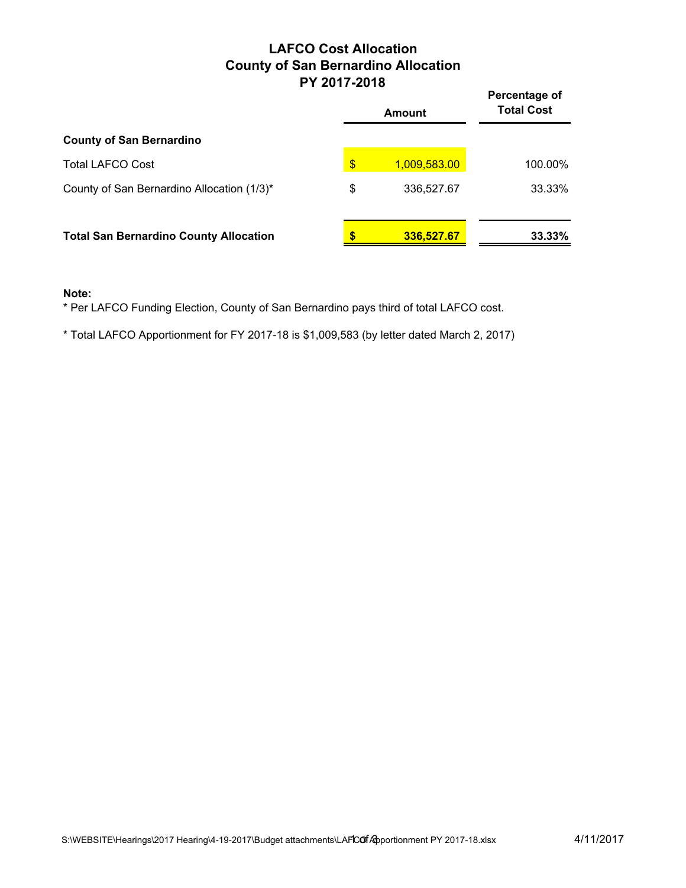# LAFCO Cost Allocation
## County of San Bernardino Allocation
## PY 2017-2018

| | Amount | Percentage of Total Cost |
|---|---|---|
| **County of San Bernardino** | | |
| Total LAFCO Cost | $ 1,009,583.00 | 100.00% |
| County of San Bernardino Allocation (1/3)* | $ 336,527.67 | 33.33% |
| **Total San Bernardino County Allocation** | **$ 336,527.67** | **33.33%** |

**Note:**

* Per LAFCO Funding Election, County of San Bernardino pays third of total LAFCO cost.

* Total LAFCO Apportionment for FY 2017-18 is $1,009,583 (by letter dated March 2, 2017)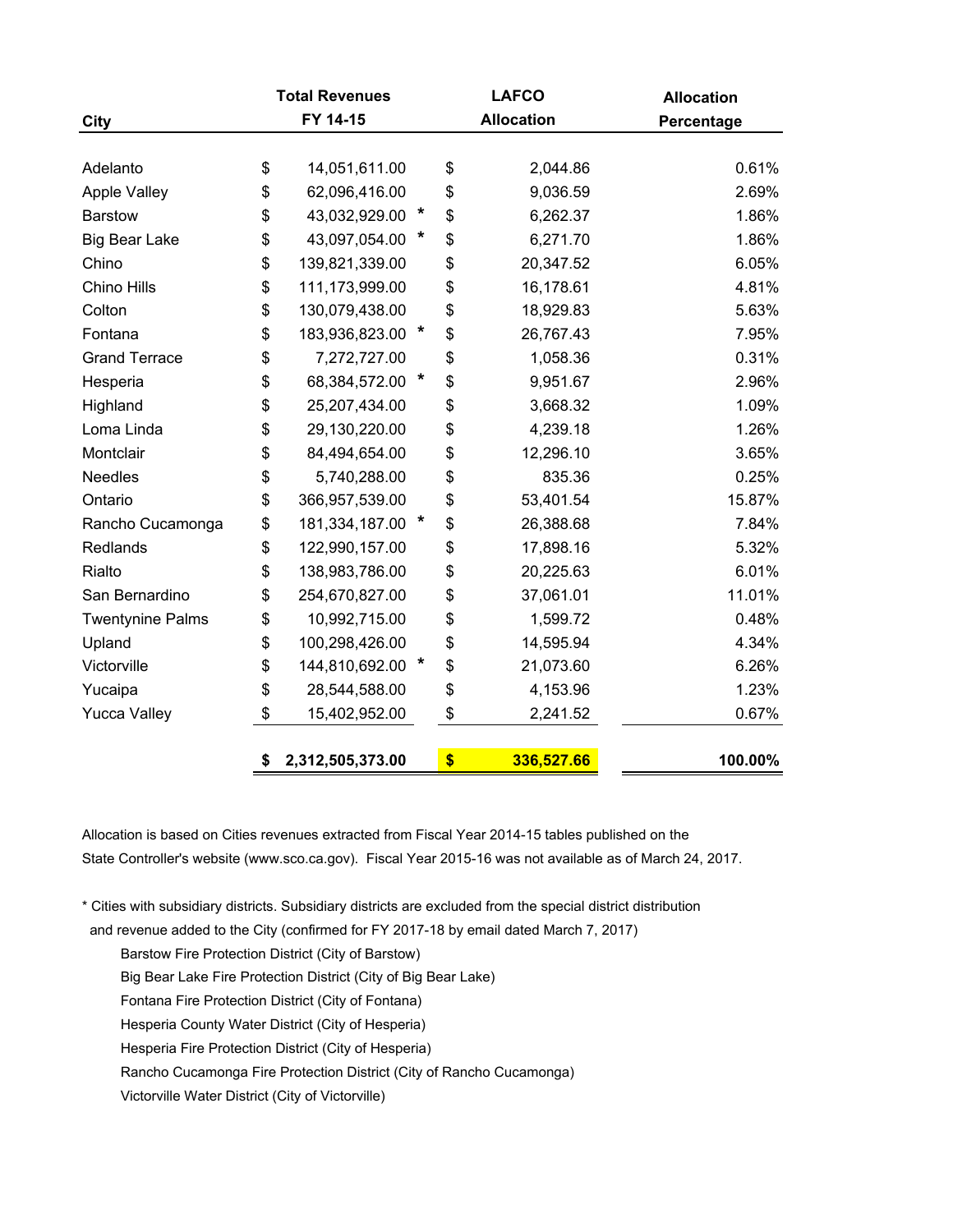| City | Total Revenues FY 14-15 | LAFCO Allocation | Allocation Percentage |
|---|---|---|---|
| Adelanto | $ 14,051,611.00 | $ 2,044.86 | 0.61% |
| Apple Valley | $ 62,096,416.00 | $ 9,036.59 | 2.69% |
| Barstow | $ 43,032,929.00 * | $ 6,262.37 | 1.86% |
| Big Bear Lake | $ 43,097,054.00 * | $ 6,271.70 | 1.86% |
| Chino | $ 139,821,339.00 | $ 20,347.52 | 6.05% |
| Chino Hills | $ 111,173,999.00 | $ 16,178.61 | 4.81% |
| Colton | $ 130,079,438.00 | $ 18,929.83 | 5.63% |
| Fontana | $ 183,936,823.00 * | $ 26,767.43 | 7.95% |
| Grand Terrace | $ 7,272,727.00 | $ 1,058.36 | 0.31% |
| Hesperia | $ 68,384,572.00 * | $ 9,951.67 | 2.96% |
| Highland | $ 25,207,434.00 | $ 3,668.32 | 1.09% |
| Loma Linda | $ 29,130,220.00 | $ 4,239.18 | 1.26% |
| Montclair | $ 84,494,654.00 | $ 12,296.10 | 3.65% |
| Needles | $ 5,740,288.00 | $ 835.36 | 0.25% |
| Ontario | $ 366,957,539.00 | $ 53,401.54 | 15.87% |
| Rancho Cucamonga | $ 181,334,187.00 * | $ 26,388.68 | 7.84% |
| Redlands | $ 122,990,157.00 | $ 17,898.16 | 5.32% |
| Rialto | $ 138,983,786.00 | $ 20,225.63 | 6.01% |
| San Bernardino | $ 254,670,827.00 | $ 37,061.01 | 11.01% |
| Twentynine Palms | $ 10,992,715.00 | $ 1,599.72 | 0.48% |
| Upland | $ 100,298,426.00 | $ 14,595.94 | 4.34% |
| Victorville | $ 144,810,692.00 * | $ 21,073.60 | 6.26% |
| Yucaipa | $ 28,544,588.00 | $ 4,153.96 | 1.23% |
| Yucca Valley | $ 15,402,952.00 | $ 2,241.52 | 0.67% |
| | **$ 2,312,505,373.00** | **$ 336,527.66** | **100.00%** |

Allocation is based on Cities revenues extracted from Fiscal Year 2014-15 tables published on the State Controller's website (www.sco.ca.gov). Fiscal Year 2015-16 was not available as of March 24, 2017.

* Cities with subsidiary districts. Subsidiary districts are excluded from the special district distribution and revenue added to the City (confirmed for FY 2017-18 by email dated March 7, 2017)

  - Barstow Fire Protection District (City of Barstow)
  - Big Bear Lake Fire Protection District (City of Big Bear Lake)
  - Fontana Fire Protection District (City of Fontana)
  - Hesperia County Water District (City of Hesperia)
  - Hesperia Fire Protection District (City of Hesperia)
  - Rancho Cucamonga Fire Protection District (City of Rancho Cucamonga)
  - Victorville Water District (City of Victorville)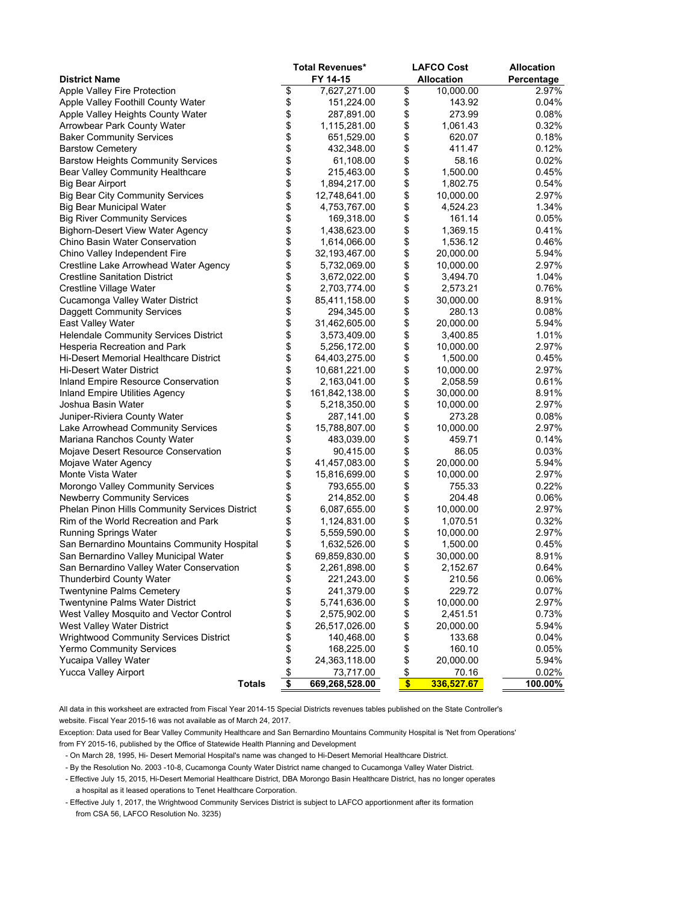| District Name | Total Revenues* FY 14-15 | LAFCO Cost Allocation | Allocation Percentage |
|---|---|---|---|
| Apple Valley Fire Protection | $ 7,627,271.00 | $ 10,000.00 | 2.97% |
| Apple Valley Foothill County Water | $ 151,224.00 | $ 143.92 | 0.04% |
| Apple Valley Heights County Water | $ 287,891.00 | $ 273.99 | 0.08% |
| Arrowbear Park County Water | $ 1,115,281.00 | $ 1,061.43 | 0.32% |
| Baker Community Services | $ 651,529.00 | $ 620.07 | 0.18% |
| Barstow Cemetery | $ 432,348.00 | $ 411.47 | 0.12% |
| Barstow Heights Community Services | $ 61,108.00 | $ 58.16 | 0.02% |
| Bear Valley Community Healthcare | $ 215,463.00 | $ 1,500.00 | 0.45% |
| Big Bear Airport | $ 1,894,217.00 | $ 1,802.75 | 0.54% |
| Big Bear City Community Services | $ 12,748,641.00 | $ 10,000.00 | 2.97% |
| Big Bear Municipal Water | $ 4,753,767.00 | $ 4,524.23 | 1.34% |
| Big River Community Services | $ 169,318.00 | $ 161.14 | 0.05% |
| Bighorn-Desert View Water Agency | $ 1,438,623.00 | $ 1,369.15 | 0.41% |
| Chino Basin Water Conservation | $ 1,614,066.00 | $ 1,536.12 | 0.46% |
| Chino Valley Independent Fire | $ 32,193,467.00 | $ 20,000.00 | 5.94% |
| Crestline Lake Arrowhead Water Agency | $ 5,732,069.00 | $ 10,000.00 | 2.97% |
| Crestline Sanitation District | $ 3,672,022.00 | $ 3,494.70 | 1.04% |
| Crestline Village Water | $ 2,703,774.00 | $ 2,573.21 | 0.76% |
| Cucamonga Valley Water District | $ 85,411,158.00 | $ 30,000.00 | 8.91% |
| Daggett Community Services | $ 294,345.00 | $ 280.13 | 0.08% |
| East Valley Water | $ 31,462,605.00 | $ 20,000.00 | 5.94% |
| Helendale Community Services District | $ 3,573,409.00 | $ 3,400.85 | 1.01% |
| Hesperia Recreation and Park | $ 5,256,172.00 | $ 10,000.00 | 2.97% |
| Hi-Desert Memorial Healthcare District | $ 64,403,275.00 | $ 1,500.00 | 0.45% |
| Hi-Desert Water District | $ 10,681,221.00 | $ 10,000.00 | 2.97% |
| Inland Empire Resource Conservation | $ 2,163,041.00 | $ 2,058.59 | 0.61% |
| Inland Empire Utilities Agency | $ 161,842,138.00 | $ 30,000.00 | 8.91% |
| Joshua Basin Water | $ 5,218,350.00 | $ 10,000.00 | 2.97% |
| Juniper-Riviera County Water | $ 287,141.00 | $ 273.28 | 0.08% |
| Lake Arrowhead Community Services | $ 15,788,807.00 | $ 10,000.00 | 2.97% |
| Mariana Ranchos County Water | $ 483,039.00 | $ 459.71 | 0.14% |
| Mojave Desert Resource Conservation | $ 90,415.00 | $ 86.05 | 0.03% |
| Mojave Water Agency | $ 41,457,083.00 | $ 20,000.00 | 5.94% |
| Monte Vista Water | $ 15,816,699.00 | $ 10,000.00 | 2.97% |
| Morongo Valley Community Services | $ 793,655.00 | $ 755.33 | 0.22% |
| Newberry Community Services | $ 214,852.00 | $ 204.48 | 0.06% |
| Phelan Pinon Hills Community Services District | $ 6,087,655.00 | $ 10,000.00 | 2.97% |
| Rim of the World Recreation and Park | $ 1,124,831.00 | $ 1,070.51 | 0.32% |
| Running Springs Water | $ 5,559,590.00 | $ 10,000.00 | 2.97% |
| San Bernardino Mountains Community Hospital | $ 1,632,526.00 | $ 1,500.00 | 0.45% |
| San Bernardino Valley Municipal Water | $ 69,859,830.00 | $ 30,000.00 | 8.91% |
| San Bernardino Valley Water Conservation | $ 2,261,898.00 | $ 2,152.67 | 0.64% |
| Thunderbird County Water | $ 221,243.00 | $ 210.56 | 0.06% |
| Twentynine Palms Cemetery | $ 241,379.00 | $ 229.72 | 0.07% |
| Twentynine Palms Water District | $ 5,741,636.00 | $ 10,000.00 | 2.97% |
| West Valley Mosquito and Vector Control | $ 2,575,902.00 | $ 2,451.51 | 0.73% |
| West Valley Water District | $ 26,517,026.00 | $ 20,000.00 | 5.94% |
| Wrightwood Community Services District | $ 140,468.00 | $ 133.68 | 0.04% |
| Yermo Community Services | $ 168,225.00 | $ 160.10 | 0.05% |
| Yucaipa Valley Water | $ 24,363,118.00 | $ 20,000.00 | 5.94% |
| Yucca Valley Airport | $ 73,717.00 | $ 70.16 | 0.02% |
| **Totals** | **$ 669,268,528.00** | **$ 336,527.67** | **100.00%** |

All data in this worksheet are extracted from Fiscal Year 2014-15 Special Districts revenues tables published on the State Controller's website. Fiscal Year 2015-16 was not available as of March 24, 2017.

Exception: Data used for Bear Valley Community Healthcare and San Bernardino Mountains Community Hospital is 'Net from Operations' from FY 2015-16, published by the Office of Statewide Health Planning and Development

- On March 28, 1995, Hi- Desert Memorial Hospital's name was changed to Hi-Desert Memorial Healthcare District.
- By the Resolution No. 2003 -10-8, Cucamonga County Water District name changed to Cucamonga Valley Water District.
- Effective July 15, 2015, Hi-Desert Memorial Healthcare District, DBA Morongo Basin Healthcare District, has no longer operates a hospital as it leased operations to Tenet Healthcare Corporation.
- Effective July 1, 2017, the Wrightwood Community Services District is subject to LAFCO apportionment after its formation from CSA 56, LAFCO Resolution No. 3235)